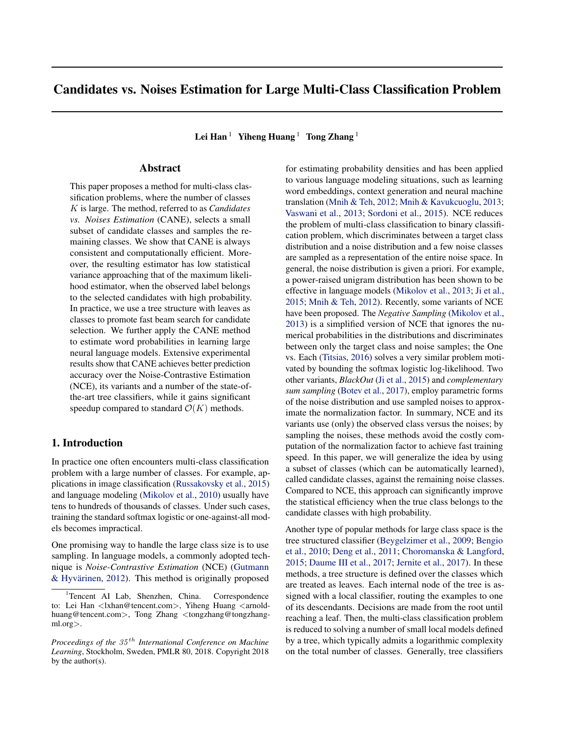# Candidates vs. Noises Estimation for Large Multi-Class Classification Problem

**Lei Han**[1] **Yiheng Huang**[1] **Tong Zhang**[1]

## Abstract

This paper proposes a method for multi-class classification problems, where the number of classes $K$ is large. The method, referred to as *Candidates vs. Noises Estimation* (CANE), selects a small subset of candidate classes and samples the remaining classes. We show that CANE is always consistent and computationally efficient. Moreover, the resulting estimator has low statistical variance approaching that of the maximum likelihood estimator, when the observed label belongs to the selected candidates with high probability. In practice, we use a tree structure with leaves as classes to promote fast beam search for candidate selection. We further apply the CANE method to estimate word probabilities in learning large neural language models. Extensive experimental results show that CANE achieves better prediction accuracy over the Noise-Contrastive Estimation (NCE), its variants and a number of the state-of-the-art tree classifiers, while it gains significant speedup compared to standard $\mathcal{O}(K)$ methods.

## 1. Introduction

In practice one often encounters multi-class classification problem with a large number of classes. For example, applications in image classification (Russakovsky et al., 2015) and language modeling (Mikolov et al., 2010) usually have tens to hundreds of thousands of classes. Under such cases, training the standard softmax logistic or one-against-all models becomes impractical.

One promising way to handle the large class size is to use sampling. In language models, a commonly adopted technique is *Noise-Contrastive Estimation* (NCE) (Gutmann & Hyvärinen, 2012). This method is originally proposed for estimating probability densities and has been applied to various language modeling situations, such as learning word embeddings, context generation and neural machine translation (Mnih & Teh, 2012; Mnih & Kavukcuoglu, 2013; Vaswani et al., 2013; Sordoni et al., 2015). NCE reduces the problem of multi-class classification to binary classification problem, which discriminates between a target class distribution and a noise distribution and a few noise classes are sampled as a representation of the entire noise space. In general, the noise distribution is given a priori. For example, a power-raised unigram distribution has been shown to be effective in language models (Mikolov et al., 2013; Ji et al., 2015; Mnih & Teh, 2012). Recently, some variants of NCE have been proposed. The *Negative Sampling* (Mikolov et al., 2013) is a simplified version of NCE that ignores the numerical probabilities in the distributions and discriminates between only the target class and noise samples; the One vs. Each (Titsias, 2016) solves a very similar problem motivated by bounding the softmax logistic log-likelihood. Two other variants, *BlackOut* (Ji et al., 2015) and *complementary sum sampling* (Botev et al., 2017), employ parametric forms of the noise distribution and use sampled noises to approximate the normalization factor. In summary, NCE and its variants use (only) the observed class versus the noises; by sampling the noises, these methods avoid the costly computation of the normalization factor to achieve fast training speed. In this paper, we will generalize the idea by using a subset of classes (which can be automatically learned), called candidate classes, against the remaining noise classes. Compared to NCE, this approach can significantly improve the statistical efficiency when the true class belongs to the candidate classes with high probability.

Another type of popular methods for large class space is the tree structured classifier (Beygelzimer et al., 2009; Bengio et al., 2010; Deng et al., 2011; Choromanska & Langford, 2015; Daume III et al., 2017; Jernite et al., 2017). In these methods, a tree structure is defined over the classes which are treated as leaves. Each internal node of the tree is assigned with a local classifier, routing the examples to one of its descendants. Decisions are made from the root until reaching a leaf. Then, the multi-class classification problem is reduced to solving a number of small local models defined by a tree, which typically admits a logarithmic complexity on the total number of classes. Generally, tree classifiers

---

[1]Tencent AI Lab, Shenzhen, China. Correspondence to: Lei Han <lxhan@tencent.com>, Yiheng Huang <arnoldhuang@tencent.com>, Tong Zhang <tongzhang@tongzhang-ml.org>.

*Proceedings of the 35th International Conference on Machine Learning*, Stockholm, Sweden, PMLR 80, 2018. Copyright 2018 by the author(s).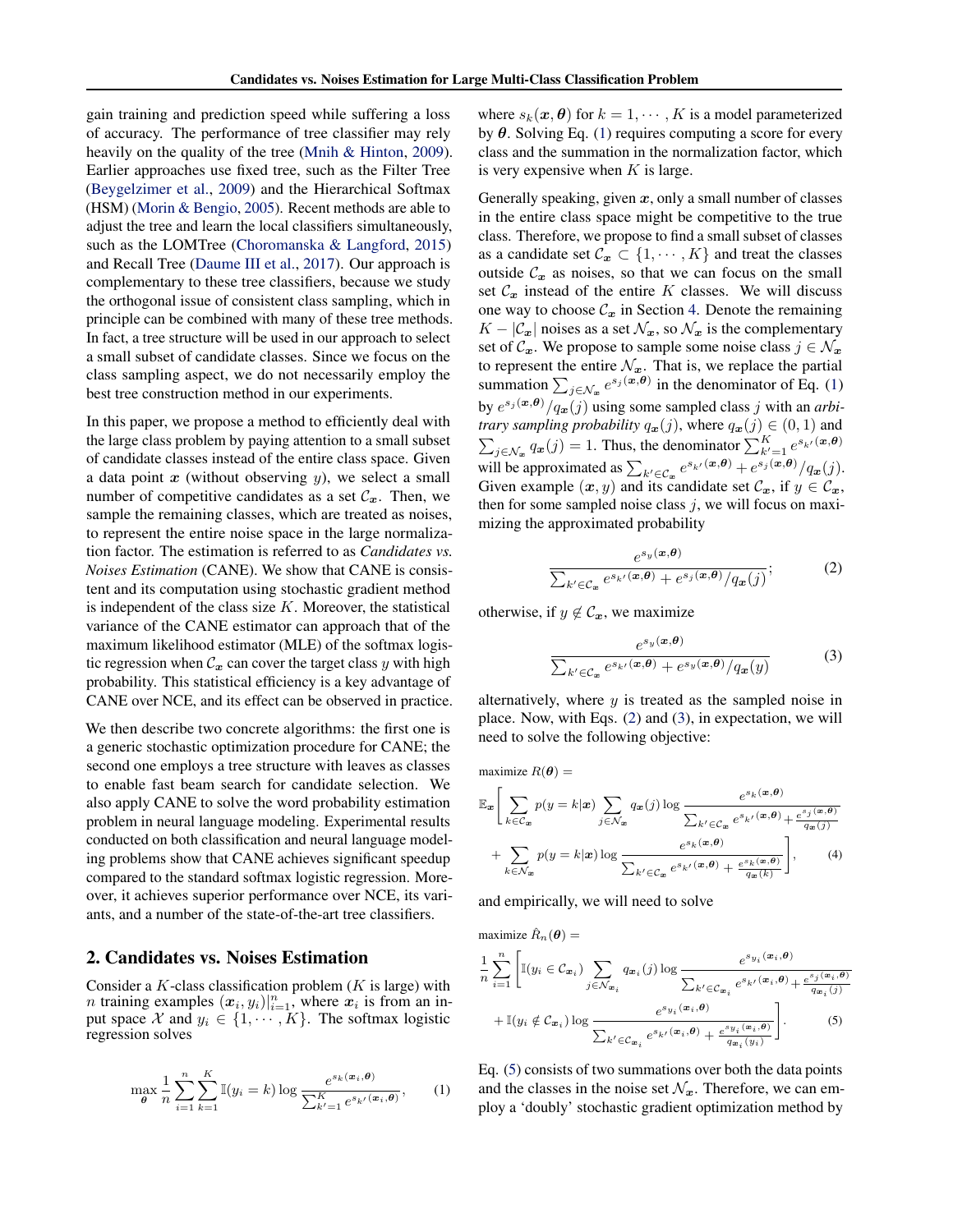gain training and prediction speed while suffering a loss of accuracy. The performance of tree classifier may rely heavily on the quality of the tree (Mnih & Hinton, 2009). Earlier approaches use fixed tree, such as the Filter Tree (Beygelzimer et al., 2009) and the Hierarchical Softmax (HSM) (Morin & Bengio, 2005). Recent methods are able to adjust the tree and learn the local classifiers simultaneously, such as the LOMTree (Choromanska & Langford, 2015) and Recall Tree (Daume III et al., 2017). Our approach is complementary to these tree classifiers, because we study the orthogonal issue of consistent class sampling, which in principle can be combined with many of these tree methods. In fact, a tree structure will be used in our approach to select a small subset of candidate classes. Since we focus on the class sampling aspect, we do not necessarily employ the best tree construction method in our experiments.

In this paper, we propose a method to efficiently deal with the large class problem by paying attention to a small subset of candidate classes instead of the entire class space. Given a data point $\boldsymbol{x}$ (without observing $y$), we select a small number of competitive candidates as a set $\mathcal{C}_{\boldsymbol{x}}$. Then, we sample the remaining classes, which are treated as noises, to represent the entire noise space in the large normalization factor. The estimation is referred to as *Candidates vs. Noises Estimation* (CANE). We show that CANE is consistent and its computation using stochastic gradient method is independent of the class size $K$. Moreover, the statistical variance of the CANE estimator can approach that of the maximum likelihood estimator (MLE) of the softmax logistic regression when $\mathcal{C}_{\boldsymbol{x}}$ can cover the target class $y$ with high probability. This statistical efficiency is a key advantage of CANE over NCE, and its effect can be observed in practice.

We then describe two concrete algorithms: the first one is a generic stochastic optimization procedure for CANE; the second one employs a tree structure with leaves as classes to enable fast beam search for candidate selection. We also apply CANE to solve the word probability estimation problem in neural language modeling. Experimental results conducted on both classification and neural language modeling problems show that CANE achieves significant speedup compared to the standard softmax logistic regression. Moreover, it achieves superior performance over NCE, its variants, and a number of the state-of-the-art tree classifiers.

## 2. Candidates vs. Noises Estimation

Consider a $K$-class classification problem ($K$ is large) with $n$ training examples $(\boldsymbol{x}_i, y_i)|_{i=1}^n$, where $\boldsymbol{x}_i$ is from an input space $\mathcal{X}$ and $y_i \in \{1, \cdots, K\}$. The softmax logistic regression solves

$$\max_{\boldsymbol{\theta}} \frac{1}{n} \sum_{i=1}^{n} \sum_{k=1}^{K} \mathbb{I}(y_i = k) \log \frac{e^{s_k(\boldsymbol{x}_i, \boldsymbol{\theta})}}{\sum_{k'=1}^{K} e^{s_{k'}(\boldsymbol{x}_i, \boldsymbol{\theta})}}, \tag{1}$$

where $s_k(\boldsymbol{x}, \boldsymbol{\theta})$ for $k = 1, \cdots, K$ is a model parameterized by $\boldsymbol{\theta}$. Solving Eq. (1) requires computing a score for every class and the summation in the normalization factor, which is very expensive when $K$ is large.

Generally speaking, given $\boldsymbol{x}$, only a small number of classes in the entire class space might be competitive to the true class. Therefore, we propose to find a small subset of classes as a candidate set $\mathcal{C}_{\boldsymbol{x}} \subset \{1, \cdots, K\}$ and treat the classes outside $\mathcal{C}_{\boldsymbol{x}}$ as noises, so that we can focus on the small set $\mathcal{C}_{\boldsymbol{x}}$ instead of the entire $K$ classes. We will discuss one way to choose $\mathcal{C}_{\boldsymbol{x}}$ in Section 4. Denote the remaining $K - |\mathcal{C}_{\boldsymbol{x}}|$ noises as a set $\mathcal{N}_{\boldsymbol{x}}$, so $\mathcal{N}_{\boldsymbol{x}}$ is the complementary set of $\mathcal{C}_{\boldsymbol{x}}$. We propose to sample some noise class $j \in \mathcal{N}_{\boldsymbol{x}}$ to represent the entire $\mathcal{N}_{\boldsymbol{x}}$. That is, we replace the partial summation $\sum_{j \in \mathcal{N}_{\boldsymbol{x}}} e^{s_j(\boldsymbol{x}, \boldsymbol{\theta})}$ in the denominator of Eq. (1) by $e^{s_j(\boldsymbol{x}, \boldsymbol{\theta})}/q_{\boldsymbol{x}}(j)$ using some sampled class $j$ with an *arbitrary sampling probability* $q_{\boldsymbol{x}}(j)$, where $q_{\boldsymbol{x}}(j) \in (0, 1)$ and $\sum_{j \in \mathcal{N}_{\boldsymbol{x}}} q_{\boldsymbol{x}}(j) = 1$. Thus, the denominator $\sum_{k'=1}^{K} e^{s_{k'}(\boldsymbol{x}, \boldsymbol{\theta})}$ will be approximated as $\sum_{k' \in \mathcal{C}_{\boldsymbol{x}}} e^{s_{k'}(\boldsymbol{x}, \boldsymbol{\theta})} + e^{s_j(\boldsymbol{x}, \boldsymbol{\theta})}/q_{\boldsymbol{x}}(j)$. Given example $(\boldsymbol{x}, y)$ and its candidate set $\mathcal{C}_{\boldsymbol{x}}$, if $y \in \mathcal{C}_{\boldsymbol{x}}$, then for some sampled noise class $j$, we will focus on maximizing the approximated probability

$$\frac{e^{s_y(\boldsymbol{x}, \boldsymbol{\theta})}}{\sum_{k' \in \mathcal{C}_{\boldsymbol{x}}} e^{s_{k'}(\boldsymbol{x}, \boldsymbol{\theta})} + e^{s_j(\boldsymbol{x}, \boldsymbol{\theta})}/q_{\boldsymbol{x}}(j)}; \tag{2}$$

otherwise, if $y \notin \mathcal{C}_{\boldsymbol{x}}$, we maximize

$$\frac{e^{s_y(\boldsymbol{x}, \boldsymbol{\theta})}}{\sum_{k' \in \mathcal{C}_{\boldsymbol{x}}} e^{s_{k'}(\boldsymbol{x}, \boldsymbol{\theta})} + e^{s_y(\boldsymbol{x}, \boldsymbol{\theta})}/q_{\boldsymbol{x}}(y)} \tag{3}$$

alternatively, where $y$ is treated as the sampled noise in place. Now, with Eqs. (2) and (3), in expectation, we will need to solve the following objective:

$$\begin{aligned}
&\text{maximize } R(\boldsymbol{\theta}) = \\
&\mathbb{E}_{\boldsymbol{x}}\Bigg[ \sum_{k \in \mathcal{C}_{\boldsymbol{x}}} p(y = k|\boldsymbol{x}) \sum_{j \in \mathcal{N}_{\boldsymbol{x}}} q_{\boldsymbol{x}}(j) \log \frac{e^{s_k(\boldsymbol{x}, \boldsymbol{\theta})}}{\sum_{k' \in \mathcal{C}_{\boldsymbol{x}}} e^{s_{k'}(\boldsymbol{x}, \boldsymbol{\theta})} + \frac{e^{s_j(\boldsymbol{x}, \boldsymbol{\theta})}}{q_{\boldsymbol{x}}(j)}} \\
&\quad + \sum_{k \in \mathcal{N}_{\boldsymbol{x}}} p(y = k|\boldsymbol{x}) \log \frac{e^{s_k(\boldsymbol{x}, \boldsymbol{\theta})}}{\sum_{k' \in \mathcal{C}_{\boldsymbol{x}}} e^{s_{k'}(\boldsymbol{x}, \boldsymbol{\theta})} + \frac{e^{s_k(\boldsymbol{x}, \boldsymbol{\theta})}}{q_{\boldsymbol{x}}(k)}} \Bigg],
\end{aligned} \tag{4}$$

and empirically, we will need to solve

$$\begin{aligned}
&\text{maximize } \hat{R}_n(\boldsymbol{\theta}) = \\
&\frac{1}{n} \sum_{i=1}^{n} \Bigg[ \mathbb{I}(y_i \in \mathcal{C}_{\boldsymbol{x}_i}) \sum_{j \in \mathcal{N}_{\boldsymbol{x}_i}} q_{\boldsymbol{x}_i}(j) \log \frac{e^{s_{y_i}(\boldsymbol{x}_i, \boldsymbol{\theta})}}{\sum_{k' \in \mathcal{C}_{\boldsymbol{x}_i}} e^{s_{k'}(\boldsymbol{x}_i, \boldsymbol{\theta})} + \frac{e^{s_j(\boldsymbol{x}_i, \boldsymbol{\theta})}}{q_{\boldsymbol{x}_i}(j)}} \\
&\quad + \mathbb{I}(y_i \notin \mathcal{C}_{\boldsymbol{x}_i}) \log \frac{e^{s_{y_i}(\boldsymbol{x}_i, \boldsymbol{\theta})}}{\sum_{k' \in \mathcal{C}_{\boldsymbol{x}_i}} e^{s_{k'}(\boldsymbol{x}_i, \boldsymbol{\theta})} + \frac{e^{s_{y_i}(\boldsymbol{x}_i, \boldsymbol{\theta})}}{q_{\boldsymbol{x}_i}(y_i)}} \Bigg].
\end{aligned} \tag{5}$$

Eq. (5) consists of two summations over both the data points and the classes in the noise set $\mathcal{N}_{\boldsymbol{x}}$. Therefore, we can employ a 'doubly' stochastic gradient optimization method by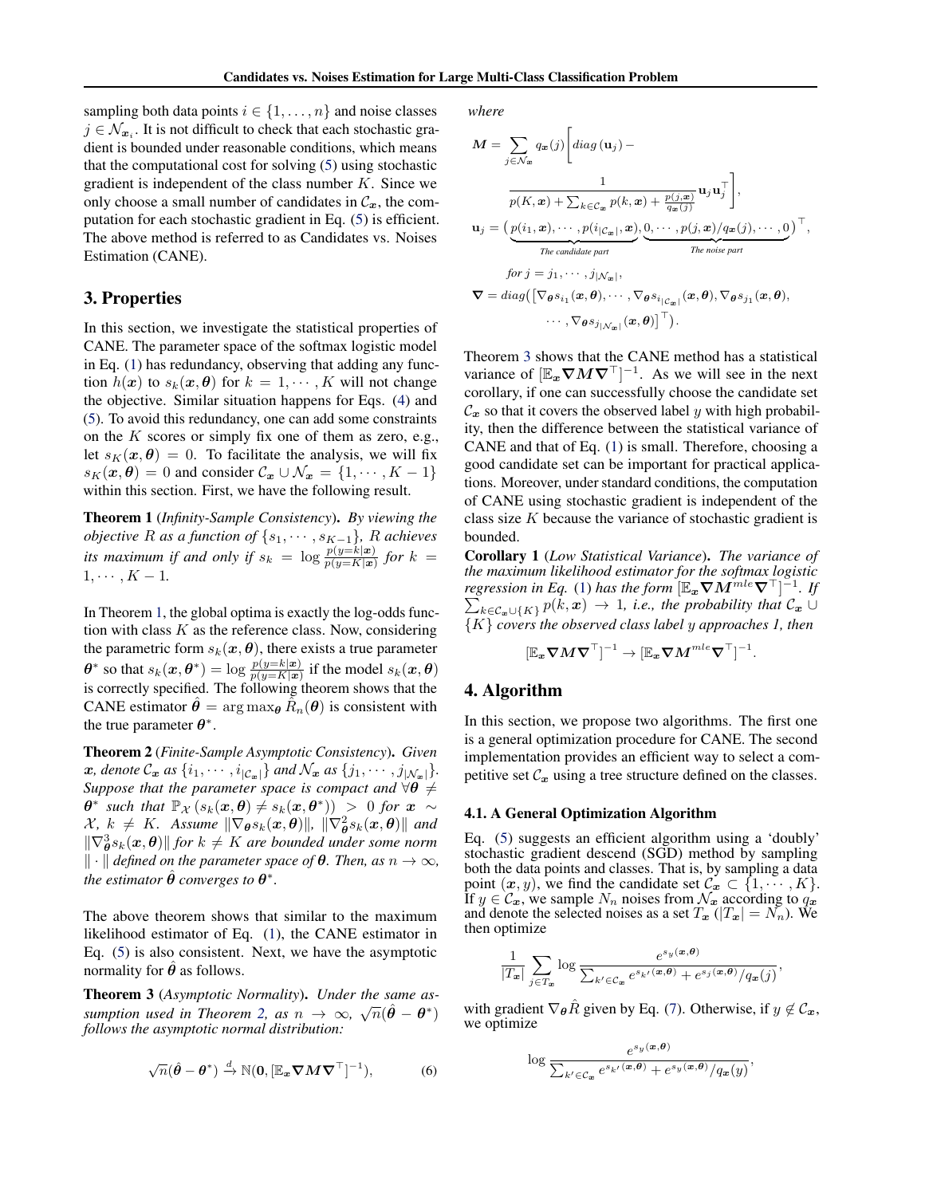sampling both data points $i \in \{1, \dots, n\}$ and noise classes $j \in \mathcal{N}_{\boldsymbol{x}_i}$. It is not difficult to check that each stochastic gradient is bounded under reasonable conditions, which means that the computational cost for solving (5) using stochastic gradient is independent of the class number $K$. Since we only choose a small number of candidates in $\mathcal{C}_{\boldsymbol{x}}$, the computation for each stochastic gradient in Eq. (5) is efficient. The above method is referred to as Candidates vs. Noises Estimation (CANE).

## 3. Properties

In this section, we investigate the statistical properties of CANE. The parameter space of the softmax logistic model in Eq. (1) has redundancy, observing that adding any function $h(\boldsymbol{x})$ to $s_k(\boldsymbol{x}, \boldsymbol{\theta})$ for $k = 1, \cdots, K$ will not change the objective. Similar situation happens for Eqs. (4) and (5). To avoid this redundancy, one can add some constraints on the $K$ scores or simply fix one of them as zero, e.g., let $s_K(\boldsymbol{x}, \boldsymbol{\theta}) = 0$. To facilitate the analysis, we will fix $s_K(\boldsymbol{x}, \boldsymbol{\theta}) = 0$ and consider $\mathcal{C}_{\boldsymbol{x}} \cup \mathcal{N}_{\boldsymbol{x}} = \{1, \cdots, K-1\}$ within this section. First, we have the following result.

**Theorem 1** (*Infinity-Sample Consistency*). *By viewing the objective $R$ as a function of $\{s_1, \cdots, s_{K-1}\}$, $R$ achieves its maximum if and only if $s_k = \log \frac{p(y=k|\boldsymbol{x})}{p(y=K|\boldsymbol{x})}$ for $k = 1, \cdots, K-1$.*

In Theorem 1, the global optima is exactly the log-odds function with class $K$ as the reference class. Now, considering the parametric form $s_k(\boldsymbol{x}, \boldsymbol{\theta})$, there exists a true parameter $\boldsymbol{\theta}^*$ so that $s_k(\boldsymbol{x}, \boldsymbol{\theta}^*) = \log \frac{p(y=k|\boldsymbol{x})}{p(y=K|\boldsymbol{x})}$ if the model $s_k(\boldsymbol{x}, \boldsymbol{\theta})$ is correctly specified. The following theorem shows that the CANE estimator $\hat{\boldsymbol{\theta}} = \arg\max_{\boldsymbol{\theta}} \hat{R}_n(\boldsymbol{\theta})$ is consistent with the true parameter $\boldsymbol{\theta}^*$.

**Theorem 2** (*Finite-Sample Asymptotic Consistency*). *Given $\boldsymbol{x}$, denote $\mathcal{C}_{\boldsymbol{x}}$ as $\{i_1, \cdots, i_{|\mathcal{C}_{\boldsymbol{x}}|}\}$ and $\mathcal{N}_{\boldsymbol{x}}$ as $\{j_1, \cdots, j_{|\mathcal{N}_{\boldsymbol{x}}|}\}$. Suppose that the parameter space is compact and $\forall \boldsymbol{\theta} \neq \boldsymbol{\theta}^*$ such that $\mathbb{P}_{\mathcal{X}}(s_k(\boldsymbol{x}, \boldsymbol{\theta}) \neq s_k(\boldsymbol{x}, \boldsymbol{\theta}^*)) > 0$ for $\boldsymbol{x} \sim \mathcal{X}$, $k \neq K$. Assume $\|\nabla_{\boldsymbol{\theta}} s_k(\boldsymbol{x}, \boldsymbol{\theta})\|$, $\|\nabla^2_{\boldsymbol{\theta}} s_k(\boldsymbol{x}, \boldsymbol{\theta})\|$ and $\|\nabla^3_{\boldsymbol{\theta}} s_k(\boldsymbol{x}, \boldsymbol{\theta})\|$ for $k \neq K$ are bounded under some norm $\|\cdot\|$ defined on the parameter space of $\boldsymbol{\theta}$. Then, as $n \to \infty$, the estimator $\hat{\boldsymbol{\theta}}$ converges to $\boldsymbol{\theta}^*$.*

The above theorem shows that similar to the maximum likelihood estimator of Eq. (1), the CANE estimator in Eq. (5) is also consistent. Next, we have the asymptotic normality for $\hat{\boldsymbol{\theta}}$ as follows.

**Theorem 3** (*Asymptotic Normality*). *Under the same assumption used in Theorem 2, as $n \to \infty$, $\sqrt{n}(\hat{\boldsymbol{\theta}} - \boldsymbol{\theta}^*)$ follows the asymptotic normal distribution:*

$$\sqrt{n}(\hat{\boldsymbol{\theta}} - \boldsymbol{\theta}^*) \xrightarrow{d} \mathbb{N}(\mathbf{0}, [\mathbb{E}_{\boldsymbol{x}} \boldsymbol{\nabla} \boldsymbol{M} \boldsymbol{\nabla}^\top]^{-1}), \tag{6}$$

*where*

$$\boldsymbol{M} = \sum_{j \in \mathcal{N}_{\boldsymbol{x}}} q_{\boldsymbol{x}}(j) \Bigg[ diag\left(\mathbf{u}_j\right) - \frac{1}{p(K, \boldsymbol{x}) + \sum_{k \in \mathcal{C}_{\boldsymbol{x}}} p(k, \boldsymbol{x}) + \frac{p(j, \boldsymbol{x})}{q_{\boldsymbol{x}}(j)}} \mathbf{u}_j \mathbf{u}_j^\top \Bigg],$$

$$\mathbf{u}_j = \big( \underbrace{p(i_1, \boldsymbol{x}), \cdots, p(i_{|\mathcal{C}_{\boldsymbol{x}}|}, \boldsymbol{x})}_{\text{The candidate part}}, \underbrace{0, \cdots, p(j, \boldsymbol{x})/q_{\boldsymbol{x}}(j), \cdots, 0}_{\text{The noise part}} \big)^\top,$$

$$\text{for } j = j_1, \cdots, j_{|\mathcal{N}_{\boldsymbol{x}}|},$$

$$\boldsymbol{\nabla} = diag\big( \left[ \nabla_{\boldsymbol{\theta}} s_{i_1}(\boldsymbol{x}, \boldsymbol{\theta}), \cdots, \nabla_{\boldsymbol{\theta}} s_{i_{|\mathcal{C}_{\boldsymbol{x}}|}}(\boldsymbol{x}, \boldsymbol{\theta}), \nabla_{\boldsymbol{\theta}} s_{j_1}(\boldsymbol{x}, \boldsymbol{\theta}), \cdots, \nabla_{\boldsymbol{\theta}} s_{j_{|\mathcal{N}_{\boldsymbol{x}}|}}(\boldsymbol{x}, \boldsymbol{\theta}) \right]^\top \big).$$

Theorem 3 shows that the CANE method has a statistical variance of $[\mathbb{E}_{\boldsymbol{x}} \boldsymbol{\nabla} \boldsymbol{M} \boldsymbol{\nabla}^\top]^{-1}$. As we will see in the next corollary, if one can successfully choose the candidate set $\mathcal{C}_{\boldsymbol{x}}$ so that it covers the observed label $y$ with high probability, then the difference between the statistical variance of CANE and that of Eq. (1) is small. Therefore, choosing a good candidate set can be important for practical applications. Moreover, under standard conditions, the computation of CANE using stochastic gradient is independent of the class size $K$ because the variance of stochastic gradient is bounded.

**Corollary 1** (*Low Statistical Variance*). *The variance of the maximum likelihood estimator for the softmax logistic regression in Eq. (1) has the form $[\mathbb{E}_{\boldsymbol{x}} \boldsymbol{\nabla} \boldsymbol{M}^{mle} \boldsymbol{\nabla}^\top]^{-1}$. If $\sum_{k \in \mathcal{C}_{\boldsymbol{x}} \cup \{K\}} p(k, \boldsymbol{x}) \to 1$, i.e., the probability that $\mathcal{C}_{\boldsymbol{x}} \cup \{K\}$ covers the observed class label $y$ approaches 1, then*

$$[\mathbb{E}_{\boldsymbol{x}} \boldsymbol{\nabla} \boldsymbol{M} \boldsymbol{\nabla}^\top]^{-1} \to [\mathbb{E}_{\boldsymbol{x}} \boldsymbol{\nabla} \boldsymbol{M}^{mle} \boldsymbol{\nabla}^\top]^{-1}.$$

## 4. Algorithm

In this section, we propose two algorithms. The first one is a general optimization procedure for CANE. The second implementation provides an efficient way to select a competitive set $\mathcal{C}_{\boldsymbol{x}}$ using a tree structure defined on the classes.

### 4.1. A General Optimization Algorithm

Eq. (5) suggests an efficient algorithm using a 'doubly' stochastic gradient descend (SGD) method by sampling both the data points and classes. That is, by sampling a data point $(\boldsymbol{x}, y)$, we find the candidate set $\mathcal{C}_{\boldsymbol{x}} \subset \{1, \cdots, K\}$. If $y \in \mathcal{C}_{\boldsymbol{x}}$, we sample $N_n$ noises from $\mathcal{N}_{\boldsymbol{x}}$ according to $q_{\boldsymbol{x}}$ and denote the selected noises as a set $T_{\boldsymbol{x}}$ ($|T_{\boldsymbol{x}}| = N_n$). We then optimize

$$\frac{1}{|T_{\boldsymbol{x}}|} \sum_{j \in T_{\boldsymbol{x}}} \log \frac{e^{s_y(\boldsymbol{x}, \boldsymbol{\theta})}}{\sum_{k' \in \mathcal{C}_{\boldsymbol{x}}} e^{s_{k'}(\boldsymbol{x}, \boldsymbol{\theta})} + e^{s_j(\boldsymbol{x}, \boldsymbol{\theta})}/q_{\boldsymbol{x}}(j)},$$

with gradient $\nabla_{\boldsymbol{\theta}} \hat{R}$ given by Eq. (7). Otherwise, if $y \notin \mathcal{C}_{\boldsymbol{x}}$, we optimize

$$\log \frac{e^{s_y(\boldsymbol{x}, \boldsymbol{\theta})}}{\sum_{k' \in \mathcal{C}_{\boldsymbol{x}}} e^{s_{k'}(\boldsymbol{x}, \boldsymbol{\theta})} + e^{s_y(\boldsymbol{x}, \boldsymbol{\theta})}/q_{\boldsymbol{x}}(y)},$$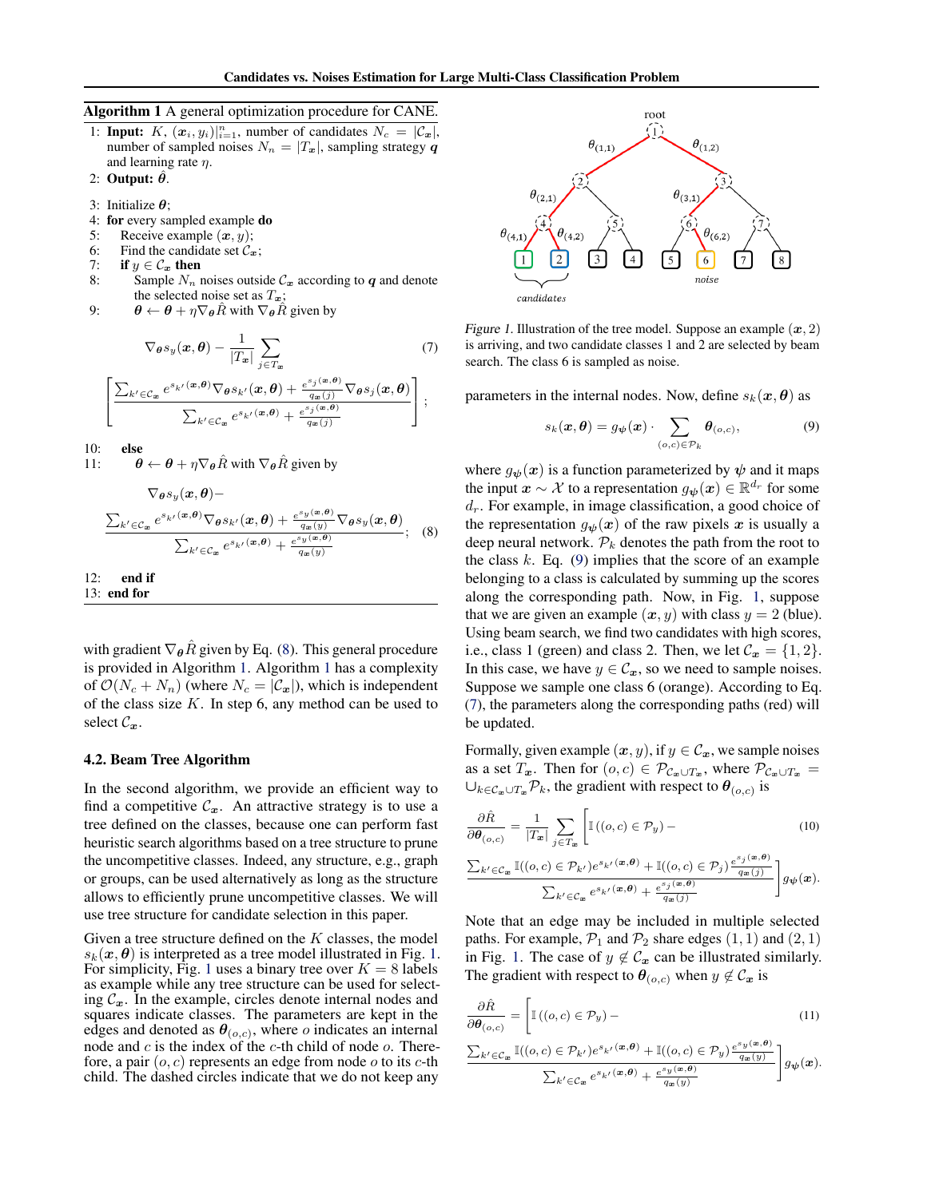**Algorithm 1** A general optimization procedure for CANE.

1: **Input:** $K$, $(\boldsymbol{x}_i, y_i)|_{i=1}^n$, number of candidates $N_c = |\mathcal{C}_{\boldsymbol{x}}|$, number of sampled noises $N_n = |T_{\boldsymbol{x}}|$, sampling strategy $\boldsymbol{q}$ and learning rate $\eta$.
2: **Output:** $\hat{\boldsymbol{\theta}}$.
3: Initialize $\boldsymbol{\theta}$;
4: **for** every sampled example **do**
5: Receive example $(\boldsymbol{x}, y)$;
6: Find the candidate set $\mathcal{C}_{\boldsymbol{x}}$;
7: **if** $y \in \mathcal{C}_{\boldsymbol{x}}$ **then**
8: Sample $N_n$ noises outside $\mathcal{C}_{\boldsymbol{x}}$ according to $\boldsymbol{q}$ and denote the selected noise set as $T_{\boldsymbol{x}}$;
9: $\boldsymbol{\theta} \leftarrow \boldsymbol{\theta} + \eta \nabla_{\boldsymbol{\theta}} \hat{R}$ with $\nabla_{\boldsymbol{\theta}} \hat{R}$ given by

$$\nabla_{\boldsymbol{\theta}} s_y(\boldsymbol{x}, \boldsymbol{\theta}) - \frac{1}{|T_{\boldsymbol{x}}|} \sum_{j \in T_{\boldsymbol{x}}} \left[ \frac{\sum_{k' \in \mathcal{C}_{\boldsymbol{x}}} e^{s_{k'}(\boldsymbol{x}, \boldsymbol{\theta})} \nabla_{\boldsymbol{\theta}} s_{k'}(\boldsymbol{x}, \boldsymbol{\theta}) + \frac{e^{s_j(\boldsymbol{x}, \boldsymbol{\theta})}}{q_{\boldsymbol{x}}(j)} \nabla_{\boldsymbol{\theta}} s_j(\boldsymbol{x}, \boldsymbol{\theta})}{\sum_{k' \in \mathcal{C}_{\boldsymbol{x}}} e^{s_{k'}(\boldsymbol{x}, \boldsymbol{\theta})} + \frac{e^{s_j(\boldsymbol{x}, \boldsymbol{\theta})}}{q_{\boldsymbol{x}}(j)}} \right]; \tag{7}$$

10: **else**
11: $\boldsymbol{\theta} \leftarrow \boldsymbol{\theta} + \eta \nabla_{\boldsymbol{\theta}} \hat{R}$ with $\nabla_{\boldsymbol{\theta}} \hat{R}$ given by

$$\nabla_{\boldsymbol{\theta}} s_y(\boldsymbol{x}, \boldsymbol{\theta}) - \frac{\sum_{k' \in \mathcal{C}_{\boldsymbol{x}}} e^{s_{k'}(\boldsymbol{x}, \boldsymbol{\theta})} \nabla_{\boldsymbol{\theta}} s_{k'}(\boldsymbol{x}, \boldsymbol{\theta}) + \frac{e^{s_y(\boldsymbol{x}, \boldsymbol{\theta})}}{q_{\boldsymbol{x}}(y)} \nabla_{\boldsymbol{\theta}} s_y(\boldsymbol{x}, \boldsymbol{\theta})}{\sum_{k' \in \mathcal{C}_{\boldsymbol{x}}} e^{s_{k'}(\boldsymbol{x}, \boldsymbol{\theta})} + \frac{e^{s_y(\boldsymbol{x}, \boldsymbol{\theta})}}{q_{\boldsymbol{x}}(y)}}; \tag{8}$$

12: **end if**
13: **end for**

with gradient $\nabla_{\boldsymbol{\theta}} \hat{R}$ given by Eq. (8). This general procedure is provided in Algorithm 1. Algorithm 1 has a complexity of $\mathcal{O}(N_c + N_n)$ (where $N_c = |\mathcal{C}_{\boldsymbol{x}}|$), which is independent of the class size $K$. In step 6, any method can be used to select $\mathcal{C}_{\boldsymbol{x}}$.

### 4.2. Beam Tree Algorithm

In the second algorithm, we provide an efficient way to find a competitive $\mathcal{C}_{\boldsymbol{x}}$. An attractive strategy is to use a tree defined on the classes, because one can perform fast heuristic search algorithms based on a tree structure to prune the uncompetitive classes. Indeed, any structure, e.g., graph or groups, can be used alternatively as long as the structure allows to efficiently prune uncompetitive classes. We will use tree structure for candidate selection in this paper.

Given a tree structure defined on the $K$ classes, the model $s_k(\boldsymbol{x}, \boldsymbol{\theta})$ is interpreted as a tree model illustrated in Fig. 1. For simplicity, Fig. 1 uses a binary tree over $K = 8$ labels as example while any tree structure can be used for selecting $\mathcal{C}_{\boldsymbol{x}}$. In the example, circles denote internal nodes and squares indicate classes. The parameters are kept in the edges and denoted as $\boldsymbol{\theta}_{(o,c)}$, where $o$ indicates an internal node and $c$ is the index of the $c$-th child of node $o$. Therefore, a pair $(o, c)$ represents an edge from node $o$ to its $c$-th child. The dashed circles indicate that we do not keep any parameters in the internal nodes. Now, define $s_k(\boldsymbol{x}, \boldsymbol{\theta})$ as

*Figure 1.* Illustration of the tree model. Suppose an example $(\boldsymbol{x}, 2)$ is arriving, and two candidate classes 1 and 2 are selected by beam search. The class 6 is sampled as noise.

$$s_k(\boldsymbol{x}, \boldsymbol{\theta}) = g_{\boldsymbol{\psi}}(\boldsymbol{x}) \cdot \sum_{(o,c) \in \mathcal{P}_k} \boldsymbol{\theta}_{(o,c)}, \tag{9}$$

where $g_{\boldsymbol{\psi}}(\boldsymbol{x})$ is a function parameterized by $\boldsymbol{\psi}$ and it maps the input $\boldsymbol{x} \sim \mathcal{X}$ to a representation $g_{\boldsymbol{\psi}}(\boldsymbol{x}) \in \mathbb{R}^{d_r}$ for some $d_r$. For example, in image classification, a good choice of the representation $g_{\boldsymbol{\psi}}(\boldsymbol{x})$ of the raw pixels $\boldsymbol{x}$ is usually a deep neural network. $\mathcal{P}_k$ denotes the path from the root to the class $k$. Eq. (9) implies that the score of an example belonging to a class is calculated by summing up the scores along the corresponding path. Now, in Fig. 1, suppose that we are given an example $(\boldsymbol{x}, y)$ with class $y = 2$ (blue). Using beam search, we find two candidates with high scores, i.e., class 1 (green) and class 2. Then, we let $\mathcal{C}_{\boldsymbol{x}} = \{1, 2\}$. In this case, we have $y \in \mathcal{C}_{\boldsymbol{x}}$, so we need to sample noises. Suppose we sample one class 6 (orange). According to Eq. (7), the parameters along the corresponding paths (red) will be updated.

Formally, given example $(\boldsymbol{x}, y)$, if $y \in \mathcal{C}_{\boldsymbol{x}}$, we sample noises as a set $T_{\boldsymbol{x}}$. Then for $(o, c) \in \mathcal{P}_{\mathcal{C}_{\boldsymbol{x}} \cup T_{\boldsymbol{x}}}$, where $\mathcal{P}_{\mathcal{C}_{\boldsymbol{x}} \cup T_{\boldsymbol{x}}} = \cup_{k \in \mathcal{C}_{\boldsymbol{x}} \cup T_{\boldsymbol{x}}} \mathcal{P}_k$, the gradient with respect to $\boldsymbol{\theta}_{(o,c)}$ is

$$\frac{\partial \hat{R}}{\partial \boldsymbol{\theta}_{(o,c)}} = \frac{1}{|T_{\boldsymbol{x}}|} \sum_{j \in T_{\boldsymbol{x}}} \left[ \mathbb{I}\left((o,c) \in \mathcal{P}_y\right) - \frac{\sum_{k' \in \mathcal{C}_{\boldsymbol{x}}} \mathbb{I}((o,c) \in \mathcal{P}_{k'}) e^{s_{k'}(\boldsymbol{x}, \boldsymbol{\theta})} + \mathbb{I}((o,c) \in \mathcal{P}_j) \frac{e^{s_j(\boldsymbol{x}, \boldsymbol{\theta})}}{q_{\boldsymbol{x}}(j)}}{\sum_{k' \in \mathcal{C}_{\boldsymbol{x}}} e^{s_{k'}(\boldsymbol{x}, \boldsymbol{\theta})} + \frac{e^{s_j(\boldsymbol{x}, \boldsymbol{\theta})}}{q_{\boldsymbol{x}}(j)}} \right] g_{\boldsymbol{\psi}}(\boldsymbol{x}). \tag{10}$$

Note that an edge may be included in multiple selected paths. For example, $\mathcal{P}_1$ and $\mathcal{P}_2$ share edges $(1, 1)$ and $(2, 1)$ in Fig. 1. The case of $y \notin \mathcal{C}_{\boldsymbol{x}}$ can be illustrated similarly. The gradient with respect to $\boldsymbol{\theta}_{(o,c)}$ when $y \notin \mathcal{C}_{\boldsymbol{x}}$ is

$$\frac{\partial \hat{R}}{\partial \boldsymbol{\theta}_{(o,c)}} = \left[ \mathbb{I}\left((o,c) \in \mathcal{P}_y\right) - \frac{\sum_{k' \in \mathcal{C}_{\boldsymbol{x}}} \mathbb{I}((o,c) \in \mathcal{P}_{k'}) e^{s_{k'}(\boldsymbol{x}, \boldsymbol{\theta})} + \mathbb{I}((o,c) \in \mathcal{P}_y) \frac{e^{s_y(\boldsymbol{x}, \boldsymbol{\theta})}}{q_{\boldsymbol{x}}(y)}}{\sum_{k' \in \mathcal{C}_{\boldsymbol{x}}} e^{s_{k'}(\boldsymbol{x}, \boldsymbol{\theta})} + \frac{e^{s_y(\boldsymbol{x}, \boldsymbol{\theta})}}{q_{\boldsymbol{x}}(y)}} \right] g_{\boldsymbol{\psi}}(\boldsymbol{x}). \tag{11}$$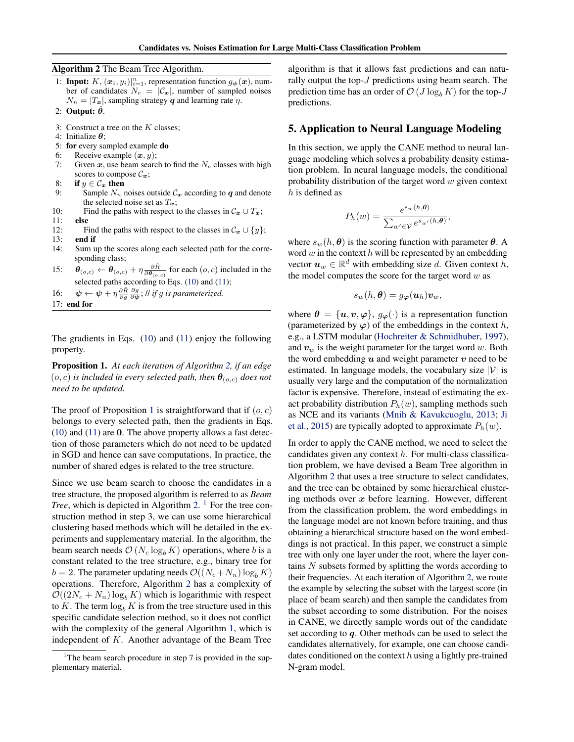**Algorithm 2** The Beam Tree Algorithm.

1: **Input:** $K$, $(\boldsymbol{x}_i, y_i)|_{i=1}^n$, representation function $g_{\boldsymbol{\psi}}(\boldsymbol{x})$, number of candidates $N_c = |\mathcal{C}_{\boldsymbol{x}}|$, number of sampled noises $N_n = |T_{\boldsymbol{x}}|$, sampling strategy $\boldsymbol{q}$ and learning rate $\eta$.
2: **Output:** $\hat{\boldsymbol{\theta}}$.
3: Construct a tree on the $K$ classes;
4: Initialize $\boldsymbol{\theta}$;
5: **for** every sampled example **do**
6: Receive example $(\boldsymbol{x}, y)$;
7: Given $\boldsymbol{x}$, use beam search to find the $N_c$ classes with high scores to compose $\mathcal{C}_{\boldsymbol{x}}$;
8: **if** $y \in \mathcal{C}_{\boldsymbol{x}}$ **then**
9: Sample $N_n$ noises outside $\mathcal{C}_{\boldsymbol{x}}$ according to $\boldsymbol{q}$ and denote the selected noise set as $T_{\boldsymbol{x}}$;
10: Find the paths with respect to the classes in $\mathcal{C}_{\boldsymbol{x}} \cup T_{\boldsymbol{x}}$;
11: **else**
12: Find the paths with respect to the classes in $\mathcal{C}_{\boldsymbol{x}} \cup \{y\}$;
13: **end if**
14: Sum up the scores along each selected path for the corresponding class;
15: $\boldsymbol{\theta}_{(o,c)} \leftarrow \boldsymbol{\theta}_{(o,c)} + \eta \frac{\partial \hat{R}}{\partial \boldsymbol{\theta}_{(o,c)}}$ for each $(o, c)$ included in the selected paths according to Eqs. (10) and (11);
16: $\boldsymbol{\psi} \leftarrow \boldsymbol{\psi} + \eta \frac{\partial \hat{R}}{\partial g} \frac{\partial g}{\partial \boldsymbol{\psi}}$; *// if g is parameterized.*
17: **end for**

The gradients in Eqs. (10) and (11) enjoy the following property.

**Proposition 1.** *At each iteration of Algorithm 2, if an edge $(o, c)$ is included in every selected path, then $\boldsymbol{\theta}_{(o,c)}$ does not need to be updated.*

The proof of Proposition 1 is straightforward that if $(o, c)$ belongs to every selected path, then the gradients in Eqs. (10) and (11) are $\mathbf{0}$. The above property allows a fast detection of those parameters which do not need to be updated in SGD and hence can save computations. In practice, the number of shared edges is related to the tree structure.

Since we use beam search to choose the candidates in a tree structure, the proposed algorithm is referred to as *Beam Tree*, which is depicted in Algorithm 2. [1] For the tree construction method in step 3, we can use some hierarchical clustering based methods which will be detailed in the experiments and supplementary material. In the algorithm, the beam search needs $\mathcal{O}(N_c \log_b K)$ operations, where $b$ is a constant related to the tree structure, e.g., binary tree for $b = 2$. The parameter updating needs $\mathcal{O}((N_c + N_n) \log_b K)$ operations. Therefore, Algorithm 2 has a complexity of $\mathcal{O}((2N_c + N_n) \log_b K)$ which is logarithmic with respect to $K$. The term $\log_b K$ is from the tree structure used in this specific candidate selection method, so it does not conflict with the complexity of the general Algorithm 1, which is independent of $K$. Another advantage of the Beam Tree algorithm is that it allows fast predictions and can naturally output the top-$J$ predictions using beam search. The prediction time has an order of $\mathcal{O}(J \log_b K)$ for the top-$J$ predictions.

[1] The beam search procedure in step 7 is provided in the supplementary material.

## 5. Application to Neural Language Modeling

In this section, we apply the CANE method to neural language modeling which solves a probability density estimation problem. In neural language models, the conditional probability distribution of the target word $w$ given context $h$ is defined as

$$P_h(w) = \frac{e^{s_w(h,\boldsymbol{\theta})}}{\sum_{w' \in \mathcal{V}} e^{s_{w'}(h,\boldsymbol{\theta})}},$$

where $s_w(h, \boldsymbol{\theta})$ is the scoring function with parameter $\boldsymbol{\theta}$. A word $w$ in the context $h$ will be represented by an embedding vector $\boldsymbol{u}_w \in \mathbb{R}^d$ with embedding size $d$. Given context $h$, the model computes the score for the target word $w$ as

$$s_w(h, \boldsymbol{\theta}) = g_{\boldsymbol{\varphi}}(\boldsymbol{u}_h)\boldsymbol{v}_w,$$

where $\boldsymbol{\theta} = \{\boldsymbol{u}, \boldsymbol{v}, \boldsymbol{\varphi}\}$, $g_{\boldsymbol{\varphi}}(\cdot)$ is a representation function (parameterized by $\boldsymbol{\varphi}$) of the embeddings in the context $h$, e.g., a LSTM modular (Hochreiter & Schmidhuber, 1997), and $\boldsymbol{v}_w$ is the weight parameter for the target word $w$. Both the word embedding $\boldsymbol{u}$ and weight parameter $\boldsymbol{v}$ need to be estimated. In language models, the vocabulary size $|\mathcal{V}|$ is usually very large and the computation of the normalization factor is expensive. Therefore, instead of estimating the exact probability distribution $P_h(w)$, sampling methods such as NCE and its variants (Mnih & Kavukcuoglu, 2013; Ji et al., 2015) are typically adopted to approximate $P_h(w)$.

In order to apply the CANE method, we need to select the candidates given any context $h$. For multi-class classification problem, we have devised a Beam Tree algorithm in Algorithm 2 that uses a tree structure to select candidates, and the tree can be obtained by some hierarchical clustering methods over $\boldsymbol{x}$ before learning. However, different from the classification problem, the word embeddings in the language model are not known before training, and thus obtaining a hierarchical structure based on the word embeddings is not practical. In this paper, we construct a simple tree with only one layer under the root, where the layer contains $N$ subsets formed by splitting the words according to their frequencies. At each iteration of Algorithm 2, we route the example by selecting the subset with the largest score (in place of beam search) and then sample the candidates from the subset according to some distribution. For the noises in CANE, we directly sample words out of the candidate set according to $\boldsymbol{q}$. Other methods can be used to select the candidates alternatively, for example, one can choose candidates conditioned on the context $h$ using a lightly pre-trained N-gram model.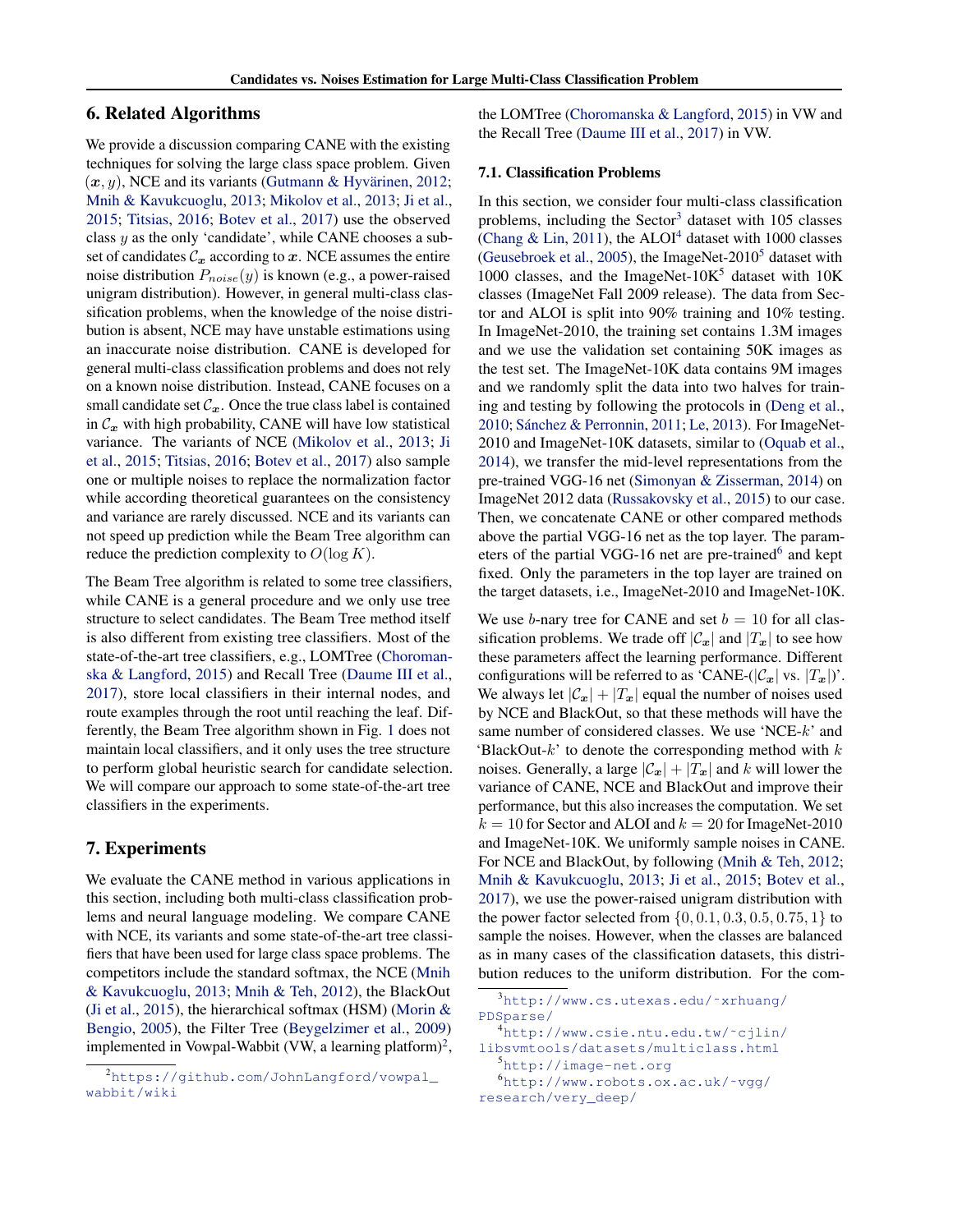## 6. Related Algorithms

We provide a discussion comparing CANE with the existing techniques for solving the large class space problem. Given $(\boldsymbol{x}, y)$, NCE and its variants (Gutmann & Hyvärinen, 2012; Mnih & Kavukcuoglu, 2013; Mikolov et al., 2013; Ji et al., 2015; Titsias, 2016; Botev et al., 2017) use the observed class $y$ as the only 'candidate', while CANE chooses a subset of candidates $\mathcal{C}_{\boldsymbol{x}}$ according to $\boldsymbol{x}$. NCE assumes the entire noise distribution $P_{noise}(y)$ is known (e.g., a power-raised unigram distribution). However, in general multi-class classification problems, when the knowledge of the noise distribution is absent, NCE may have unstable estimations using an inaccurate noise distribution. CANE is developed for general multi-class classification problems and does not rely on a known noise distribution. Instead, CANE focuses on a small candidate set $\mathcal{C}_{\boldsymbol{x}}$. Once the true class label is contained in $\mathcal{C}_{\boldsymbol{x}}$ with high probability, CANE will have low statistical variance. The variants of NCE (Mikolov et al., 2013; Ji et al., 2015; Titsias, 2016; Botev et al., 2017) also sample one or multiple noises to replace the normalization factor while according theoretical guarantees on the consistency and variance are rarely discussed. NCE and its variants can not speed up prediction while the Beam Tree algorithm can reduce the prediction complexity to $O(\log K)$.

The Beam Tree algorithm is related to some tree classifiers, while CANE is a general procedure and we only use tree structure to select candidates. The Beam Tree method itself is also different from existing tree classifiers. Most of the state-of-the-art tree classifiers, e.g., LOMTree (Choromanska & Langford, 2015) and Recall Tree (Daume III et al., 2017), store local classifiers in their internal nodes, and route examples through the root until reaching the leaf. Differently, the Beam Tree algorithm shown in Fig. 1 does not maintain local classifiers, and it only uses the tree structure to perform global heuristic search for candidate selection. We will compare our approach to some state-of-the-art tree classifiers in the experiments.

## 7. Experiments

We evaluate the CANE method in various applications in this section, including both multi-class classification problems and neural language modeling. We compare CANE with NCE, its variants and some state-of-the-art tree classifiers that have been used for large class space problems. The competitors include the standard softmax, the NCE (Mnih & Kavukcuoglu, 2013; Mnih & Teh, 2012), the BlackOut (Ji et al., 2015), the hierarchical softmax (HSM) (Morin & Bengio, 2005), the Filter Tree (Beygelzimer et al., 2009) implemented in Vowpal-Wabbit (VW, a learning platform)[2], the LOMTree (Choromanska & Langford, 2015) in VW and the Recall Tree (Daume III et al., 2017) in VW.

### 7.1. Classification Problems

In this section, we consider four multi-class classification problems, including the Sector[3] dataset with 105 classes (Chang & Lin, 2011), the ALOI[4] dataset with 1000 classes (Geusebroek et al., 2005), the ImageNet-2010[5] dataset with 1000 classes, and the ImageNet-10K[5] dataset with 10K classes (ImageNet Fall 2009 release). The data from Sector and ALOI is split into 90% training and 10% testing. In ImageNet-2010, the training set contains 1.3M images and we use the validation set containing 50K images as the test set. The ImageNet-10K data contains 9M images and we randomly split the data into two halves for training and testing by following the protocols in (Deng et al., 2010; Sánchez & Perronnin, 2011; Le, 2013). For ImageNet-2010 and ImageNet-10K datasets, similar to (Oquab et al., 2014), we transfer the mid-level representations from the pre-trained VGG-16 net (Simonyan & Zisserman, 2014) on ImageNet 2012 data (Russakovsky et al., 2015) to our case. Then, we concatenate CANE or other compared methods above the partial VGG-16 net as the top layer. The parameters of the partial VGG-16 net are pre-trained[6] and kept fixed. Only the parameters in the top layer are trained on the target datasets, i.e., ImageNet-2010 and ImageNet-10K.

We use $b$-nary tree for CANE and set $b = 10$ for all classification problems. We trade off $|\mathcal{C}_{\boldsymbol{x}}|$ and $|T_{\boldsymbol{x}}|$ to see how these parameters affect the learning performance. Different configurations will be referred to as 'CANE-($|\mathcal{C}_{\boldsymbol{x}}|$ vs. $|T_{\boldsymbol{x}}|$)'. We always let $|\mathcal{C}_{\boldsymbol{x}}| + |T_{\boldsymbol{x}}|$ equal the number of noises used by NCE and BlackOut, so that these methods will have the same number of considered classes. We use 'NCE-$k$' and 'BlackOut-$k$' to denote the corresponding method with $k$ noises. Generally, a large $|\mathcal{C}_{\boldsymbol{x}}| + |T_{\boldsymbol{x}}|$ and $k$ will lower the variance of CANE, NCE and BlackOut and improve their performance, but this also increases the computation. We set $k = 10$ for Sector and ALOI and $k = 20$ for ImageNet-2010 and ImageNet-10K. We uniformly sample noises in CANE. For NCE and BlackOut, by following (Mnih & Teh, 2012; Mnih & Kavukcuoglu, 2013; Ji et al., 2015; Botev et al., 2017), we use the power-raised unigram distribution with the power factor selected from $\{0, 0.1, 0.3, 0.5, 0.75, 1\}$ to sample the noises. However, when the classes are balanced as in many cases of the classification datasets, this distribution reduces to the uniform distribution. For the com-

[2] https://github.com/JohnLangford/vowpal_wabbit/wiki

[3] http://www.cs.utexas.edu/~xrhuang/PDSparse/

[4] http://www.csie.ntu.edu.tw/~cjlin/libsvmtools/datasets/multiclass.html

[5] http://image-net.org

[6] http://www.robots.ox.ac.uk/~vgg/research/very_deep/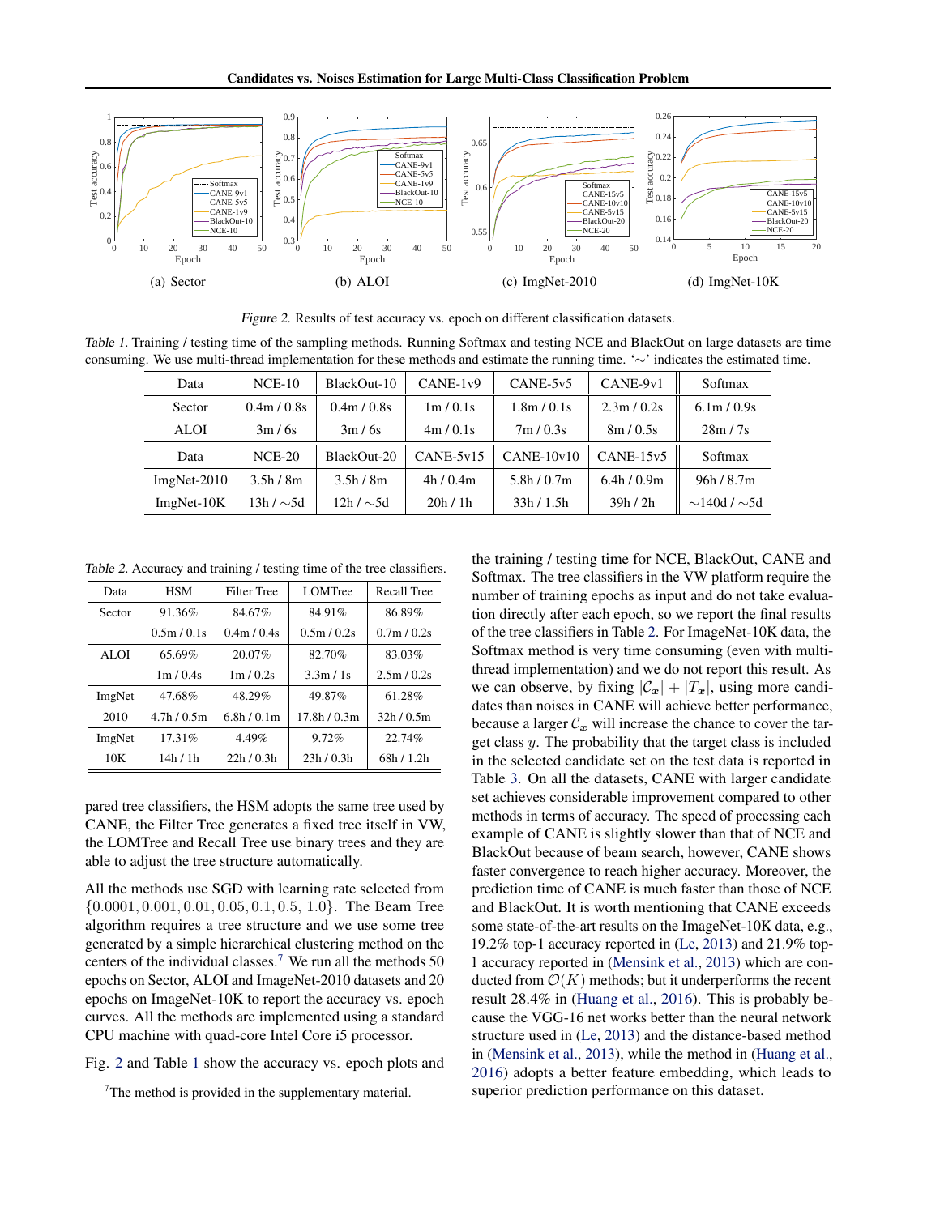(a) Sector (b) ALOI (c) ImgNet-2010 (d) ImgNet-10K

*Figure 2.* Results of test accuracy vs. epoch on different classification datasets.

*Table 1.* Training / testing time of the sampling methods. Running Softmax and testing NCE and BlackOut on large datasets are time consuming. We use multi-thread implementation for these methods and estimate the running time. '∼' indicates the estimated time.

| Data | NCE-10 | BlackOut-10 | CANE-1v9 | CANE-5v5 | CANE-9v1 | Softmax |
|---|---|---|---|---|---|---|
| Sector | 0.4m / 0.8s | 0.4m / 0.8s | 1m / 0.1s | 1.8m / 0.1s | 2.3m / 0.2s | 6.1m / 0.9s |
| ALOI | 3m / 6s | 3m / 6s | 4m / 0.1s | 7m / 0.3s | 8m / 0.5s | 28m / 7s |
| **Data** | **NCE-20** | **BlackOut-20** | **CANE-5v15** | **CANE-10v10** | **CANE-15v5** | **Softmax** |
| ImgNet-2010 | 3.5h / 8m | 3.5h / 8m | 4h / 0.4m | 5.8h / 0.7m | 6.4h / 0.9m | 96h / 8.7m |
| ImgNet-10K | 13h / ∼5d | 12h / ∼5d | 20h / 1h | 33h / 1.5h | 39h / 2h | ∼140d / ∼5d |

*Table 2.* Accuracy and training / testing time of the tree classifiers.

| Data | HSM | Filter Tree | LOMTree | Recall Tree |
|---|---|---|---|---|
| Sector | 91.36% | 84.67% | 84.91% | 86.89% |
| | 0.5m / 0.1s | 0.4m / 0.4s | 0.5m / 0.2s | 0.7m / 0.2s |
| ALOI | 65.69% | 20.07% | 82.70% | 83.03% |
| | 1m / 0.4s | 1m / 0.2s | 3.3m / 1s | 2.5m / 0.2s |
| ImgNet 2010 | 47.68% | 48.29% | 49.87% | 61.28% |
| | 4.7h / 0.5m | 6.8h / 0.1m | 17.8h / 0.3m | 32h / 0.5m |
| ImgNet 10K | 17.31% | 4.49% | 9.72% | 22.74% |
| | 14h / 1h | 22h / 0.3h | 23h / 0.3h | 68h / 1.2h |

pared tree classifiers, the HSM adopts the same tree used by CANE, the Filter Tree generates a fixed tree itself in VW, the LOMTree and Recall Tree use binary trees and they are able to adjust the tree structure automatically.

All the methods use SGD with learning rate selected from $\{0.0001, 0.001, 0.01, 0.05, 0.1, 0.5, 1.0\}$. The Beam Tree algorithm requires a tree structure and we use some tree generated by a simple hierarchical clustering method on the centers of the individual classes.[7] We run all the methods 50 epochs on Sector, ALOI and ImageNet-2010 datasets and 20 epochs on ImageNet-10K to report the accuracy vs. epoch curves. All the methods are implemented using a standard CPU machine with quad-core Intel Core i5 processor.

Fig. 2 and Table 1 show the accuracy vs. epoch plots and the training / testing time for NCE, BlackOut, CANE and Softmax. The tree classifiers in the VW platform require the number of training epochs as input and do not take evaluation directly after each epoch, so we report the final results of the tree classifiers in Table 2. For ImageNet-10K data, the Softmax method is very time consuming (even with multi-thread implementation) and we do not report this result. As we can observe, by fixing $|\mathcal{C}_{\boldsymbol{x}}| + |T_{\boldsymbol{x}}|$, using more candidates than noises in CANE will achieve better performance, because a larger $\mathcal{C}_{\boldsymbol{x}}$ will increase the chance to cover the target class $y$. The probability that the target class is included in the selected candidate set on the test data is reported in Table 3. On all the datasets, CANE with larger candidate set achieves considerable improvement compared to other methods in terms of accuracy. The speed of processing each example of CANE is slightly slower than that of NCE and BlackOut because of beam search, however, CANE shows faster convergence to reach higher accuracy. Moreover, the prediction time of CANE is much faster than those of NCE and BlackOut. It is worth mentioning that CANE exceeds some state-of-the-art results on the ImageNet-10K data, e.g., 19.2% top-1 accuracy reported in (Le, 2013) and 21.9% top-1 accuracy reported in (Mensink et al., 2013) which are conducted from $\mathcal{O}(K)$ methods; but it underperforms the recent result 28.4% in (Huang et al., 2016). This is probably because the VGG-16 net works better than the neural network structure used in (Le, 2013) and the distance-based method in (Mensink et al., 2013), while the method in (Huang et al., 2016) adopts a better feature embedding, which leads to superior prediction performance on this dataset.

[7] The method is provided in the supplementary material.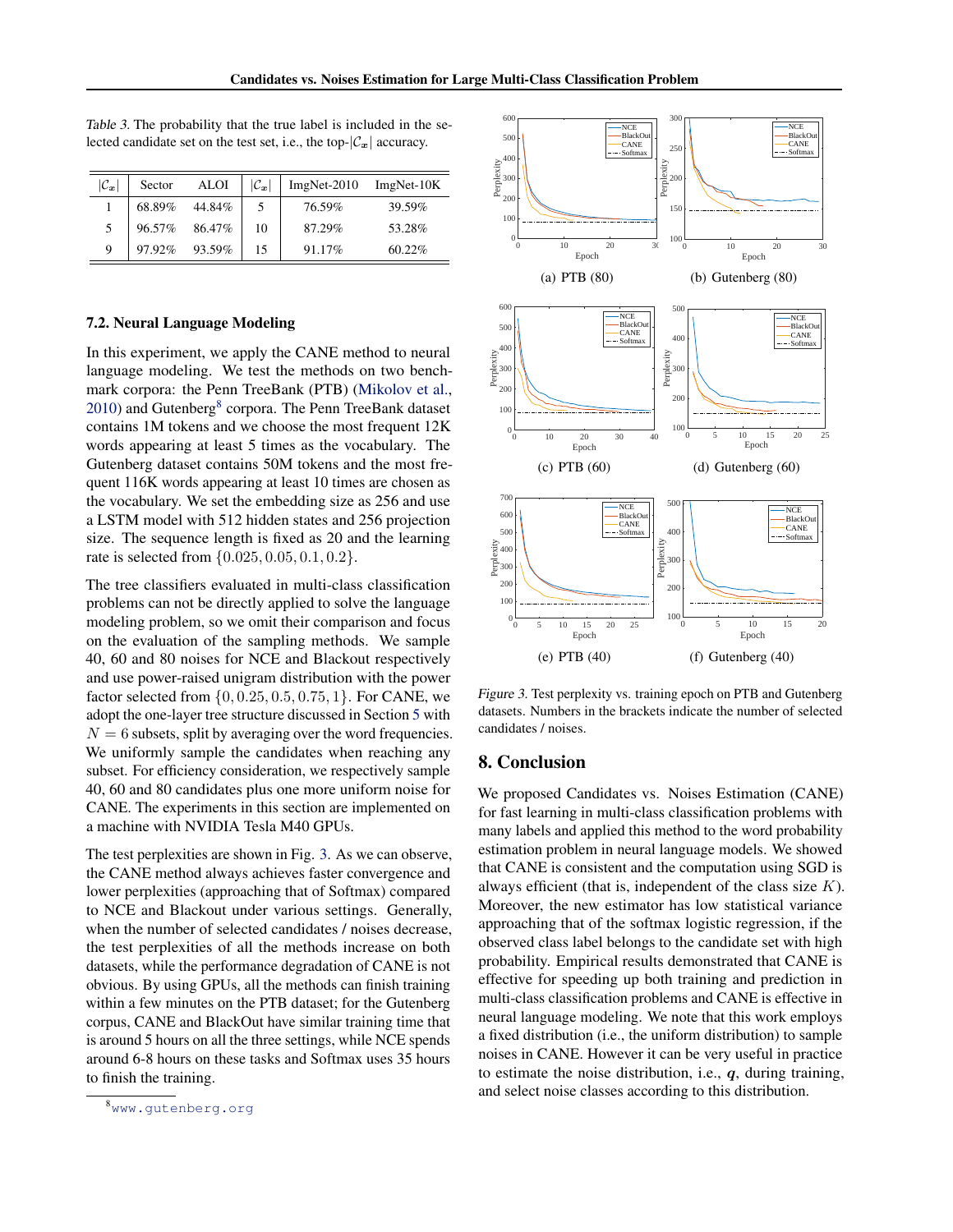Table 3. The probability that the true label is included in the selected candidate set on the test set, i.e., the top-$|\mathcal{C}_{\boldsymbol{x}}|$ accuracy.

| $\|\mathcal{C}_{\boldsymbol{x}}\|$ | Sector | ALOI | $\|\mathcal{C}_{\boldsymbol{x}}\|$ | ImgNet-2010 | ImgNet-10K |
|---|---|---|---|---|---|
| 1 | 68.89% | 44.84% | 5 | 76.59% | 39.59% |
| 5 | 96.57% | 86.47% | 10 | 87.29% | 53.28% |
| 9 | 97.92% | 93.59% | 15 | 91.17% | 60.22% |

### 7.2. Neural Language Modeling

In this experiment, we apply the CANE method to neural language modeling. We test the methods on two benchmark corpora: the Penn TreeBank (PTB) (Mikolov et al., 2010) and Gutenberg[8] corpora. The Penn TreeBank dataset contains 1M tokens and we choose the most frequent 12K words appearing at least 5 times as the vocabulary. The Gutenberg dataset contains 50M tokens and the most frequent 116K words appearing at least 10 times are chosen as the vocabulary. We set the embedding size as 256 and use a LSTM model with 512 hidden states and 256 projection size. The sequence length is fixed as 20 and the learning rate is selected from $\{0.025, 0.05, 0.1, 0.2\}$.

The tree classifiers evaluated in multi-class classification problems can not be directly applied to solve the language modeling problem, so we omit their comparison and focus on the evaluation of the sampling methods. We sample 40, 60 and 80 noises for NCE and Blackout respectively and use power-raised unigram distribution with the power factor selected from $\{0, 0.25, 0.5, 0.75, 1\}$. For CANE, we adopt the one-layer tree structure discussed in Section 5 with $N = 6$ subsets, split by averaging over the word frequencies. We uniformly sample the candidates when reaching any subset. For efficiency consideration, we respectively sample 40, 60 and 80 candidates plus one more uniform noise for CANE. The experiments in this section are implemented on a machine with NVIDIA Tesla M40 GPUs.

The test perplexities are shown in Fig. 3. As we can observe, the CANE method always achieves faster convergence and lower perplexities (approaching that of Softmax) compared to NCE and Blackout under various settings. Generally, when the number of selected candidates / noises decrease, the test perplexities of all the methods increase on both datasets, while the performance degradation of CANE is not obvious. By using GPUs, all the methods can finish training within a few minutes on the PTB dataset; for the Gutenberg corpus, CANE and BlackOut have similar training time that is around 5 hours on all the three settings, while NCE spends around 6-8 hours on these tasks and Softmax uses 35 hours to finish the training.

[8] www.gutenberg.org

(a) PTB (80) (b) Gutenberg (80) (c) PTB (60) (d) Gutenberg (60) (e) PTB (40) (f) Gutenberg (40)

Figure 3. Test perplexity vs. training epoch on PTB and Gutenberg datasets. Numbers in the brackets indicate the number of selected candidates / noises.

## 8. Conclusion

We proposed Candidates vs. Noises Estimation (CANE) for fast learning in multi-class classification problems with many labels and applied this method to the word probability estimation problem in neural language models. We showed that CANE is consistent and the computation using SGD is always efficient (that is, independent of the class size $K$). Moreover, the new estimator has low statistical variance approaching that of the softmax logistic regression, if the observed class label belongs to the candidate set with high probability. Empirical results demonstrated that CANE is effective for speeding up both training and prediction in multi-class classification problems and CANE is effective in neural language modeling. We note that this work employs a fixed distribution (i.e., the uniform distribution) to sample noises in CANE. However it can be very useful in practice to estimate the noise distribution, i.e., $\boldsymbol{q}$, during training, and select noise classes according to this distribution.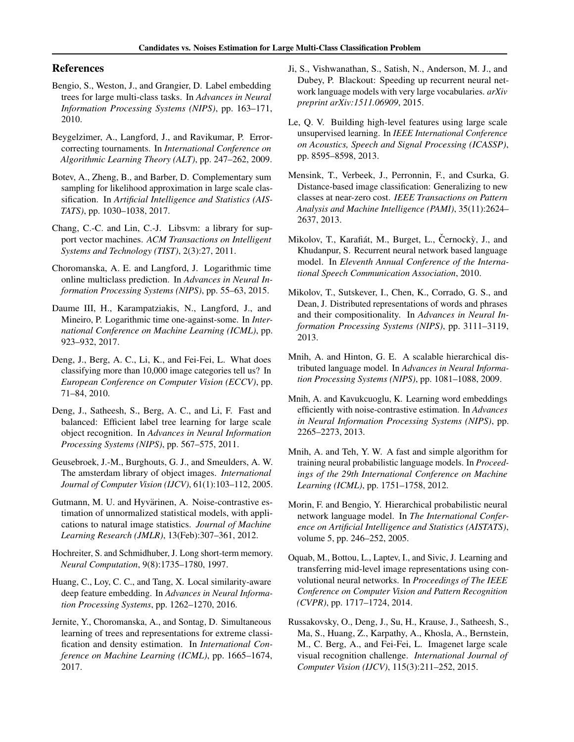## References

Bengio, S., Weston, J., and Grangier, D. Label embedding trees for large multi-class tasks. In *Advances in Neural Information Processing Systems (NIPS)*, pp. 163–171, 2010.

Beygelzimer, A., Langford, J., and Ravikumar, P. Error-correcting tournaments. In *International Conference on Algorithmic Learning Theory (ALT)*, pp. 247–262, 2009.

Botev, A., Zheng, B., and Barber, D. Complementary sum sampling for likelihood approximation in large scale classification. In *Artificial Intelligence and Statistics (AISTATS)*, pp. 1030–1038, 2017.

Chang, C.-C. and Lin, C.-J. Libsvm: a library for support vector machines. *ACM Transactions on Intelligent Systems and Technology (TIST)*, 2(3):27, 2011.

Choromanska, A. E. and Langford, J. Logarithmic time online multiclass prediction. In *Advances in Neural Information Processing Systems (NIPS)*, pp. 55–63, 2015.

Daume III, H., Karampatziakis, N., Langford, J., and Mineiro, P. Logarithmic time one-against-some. In *International Conference on Machine Learning (ICML)*, pp. 923–932, 2017.

Deng, J., Berg, A. C., Li, K., and Fei-Fei, L. What does classifying more than 10,000 image categories tell us? In *European Conference on Computer Vision (ECCV)*, pp. 71–84, 2010.

Deng, J., Satheesh, S., Berg, A. C., and Li, F. Fast and balanced: Efficient label tree learning for large scale object recognition. In *Advances in Neural Information Processing Systems (NIPS)*, pp. 567–575, 2011.

Geusebroek, J.-M., Burghouts, G. J., and Smeulders, A. W. The amsterdam library of object images. *International Journal of Computer Vision (IJCV)*, 61(1):103–112, 2005.

Gutmann, M. U. and Hyvärinen, A. Noise-contrastive estimation of unnormalized statistical models, with applications to natural image statistics. *Journal of Machine Learning Research (JMLR)*, 13(Feb):307–361, 2012.

Hochreiter, S. and Schmidhuber, J. Long short-term memory. *Neural Computation*, 9(8):1735–1780, 1997.

Huang, C., Loy, C. C., and Tang, X. Local similarity-aware deep feature embedding. In *Advances in Neural Information Processing Systems*, pp. 1262–1270, 2016.

Jernite, Y., Choromanska, A., and Sontag, D. Simultaneous learning of trees and representations for extreme classification and density estimation. In *International Conference on Machine Learning (ICML)*, pp. 1665–1674, 2017.

Ji, S., Vishwanathan, S., Satish, N., Anderson, M. J., and Dubey, P. Blackout: Speeding up recurrent neural network language models with very large vocabularies. *arXiv preprint arXiv:1511.06909*, 2015.

Le, Q. V. Building high-level features using large scale unsupervised learning. In *IEEE International Conference on Acoustics, Speech and Signal Processing (ICASSP)*, pp. 8595–8598, 2013.

Mensink, T., Verbeek, J., Perronnin, F., and Csurka, G. Distance-based image classification: Generalizing to new classes at near-zero cost. *IEEE Transactions on Pattern Analysis and Machine Intelligence (PAMI)*, 35(11):2624–2637, 2013.

Mikolov, T., Karafiát, M., Burget, L., Černockỳ, J., and Khudanpur, S. Recurrent neural network based language model. In *Eleventh Annual Conference of the International Speech Communication Association*, 2010.

Mikolov, T., Sutskever, I., Chen, K., Corrado, G. S., and Dean, J. Distributed representations of words and phrases and their compositionality. In *Advances in Neural Information Processing Systems (NIPS)*, pp. 3111–3119, 2013.

Mnih, A. and Hinton, G. E. A scalable hierarchical distributed language model. In *Advances in Neural Information Processing Systems (NIPS)*, pp. 1081–1088, 2009.

Mnih, A. and Kavukcuoglu, K. Learning word embeddings efficiently with noise-contrastive estimation. In *Advances in Neural Information Processing Systems (NIPS)*, pp. 2265–2273, 2013.

Mnih, A. and Teh, Y. W. A fast and simple algorithm for training neural probabilistic language models. In *Proceedings of the 29th International Conference on Machine Learning (ICML)*, pp. 1751–1758, 2012.

Morin, F. and Bengio, Y. Hierarchical probabilistic neural network language model. In *The International Conference on Artificial Intelligence and Statistics (AISTATS)*, volume 5, pp. 246–252, 2005.

Oquab, M., Bottou, L., Laptev, I., and Sivic, J. Learning and transferring mid-level image representations using convolutional neural networks. In *Proceedings of The IEEE Conference on Computer Vision and Pattern Recognition (CVPR)*, pp. 1717–1724, 2014.

Russakovsky, O., Deng, J., Su, H., Krause, J., Satheesh, S., Ma, S., Huang, Z., Karpathy, A., Khosla, A., Bernstein, M., C. Berg, A., and Fei-Fei, L. Imagenet large scale visual recognition challenge. *International Journal of Computer Vision (IJCV)*, 115(3):211–252, 2015.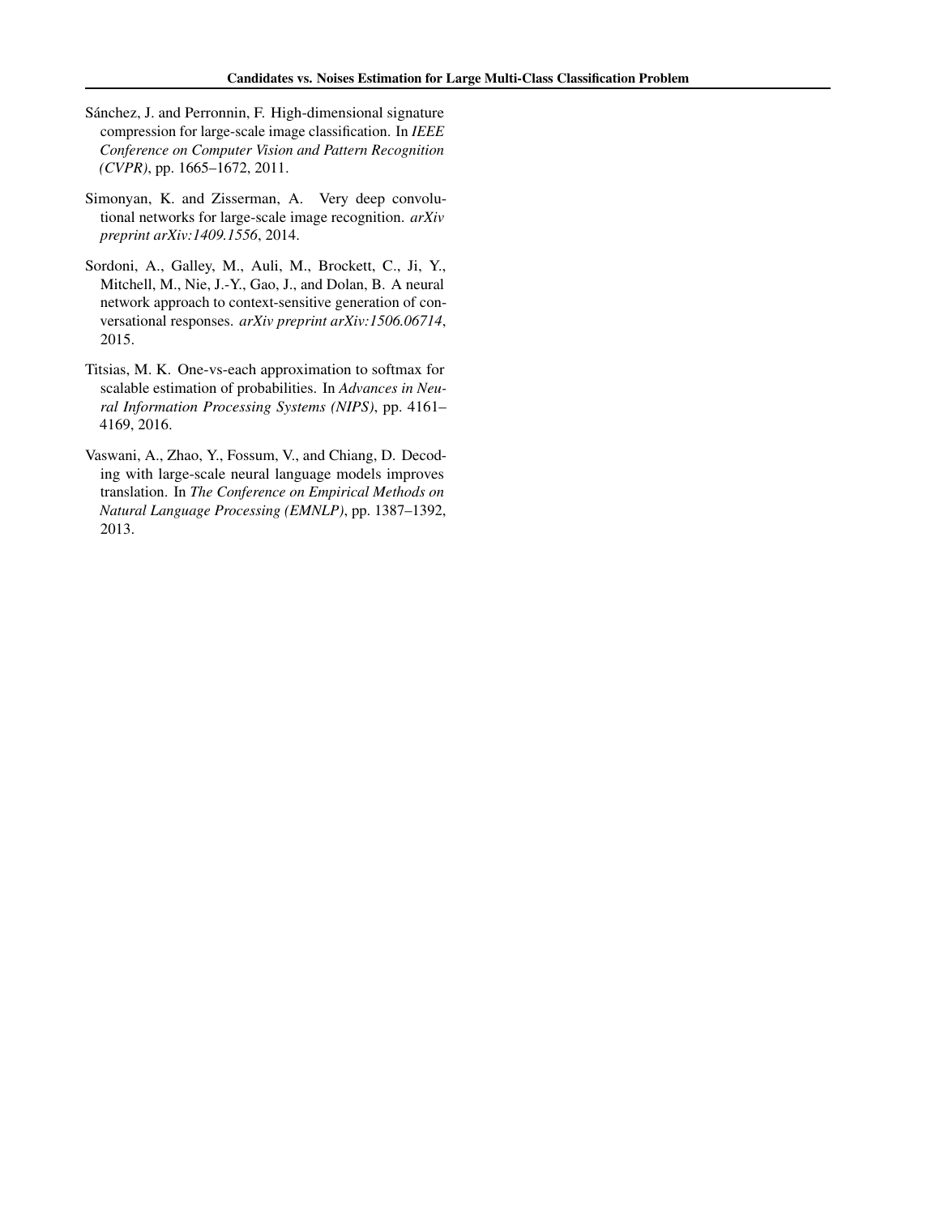Sánchez, J. and Perronnin, F. High-dimensional signature compression for large-scale image classification. In *IEEE Conference on Computer Vision and Pattern Recognition (CVPR)*, pp. 1665–1672, 2011.

Simonyan, K. and Zisserman, A. Very deep convolutional networks for large-scale image recognition. *arXiv preprint arXiv:1409.1556*, 2014.

Sordoni, A., Galley, M., Auli, M., Brockett, C., Ji, Y., Mitchell, M., Nie, J.-Y., Gao, J., and Dolan, B. A neural network approach to context-sensitive generation of conversational responses. *arXiv preprint arXiv:1506.06714*, 2015.

Titsias, M. K. One-vs-each approximation to softmax for scalable estimation of probabilities. In *Advances in Neural Information Processing Systems (NIPS)*, pp. 4161–4169, 2016.

Vaswani, A., Zhao, Y., Fossum, V., and Chiang, D. Decoding with large-scale neural language models improves translation. In *The Conference on Empirical Methods on Natural Language Processing (EMNLP)*, pp. 1387–1392, 2013.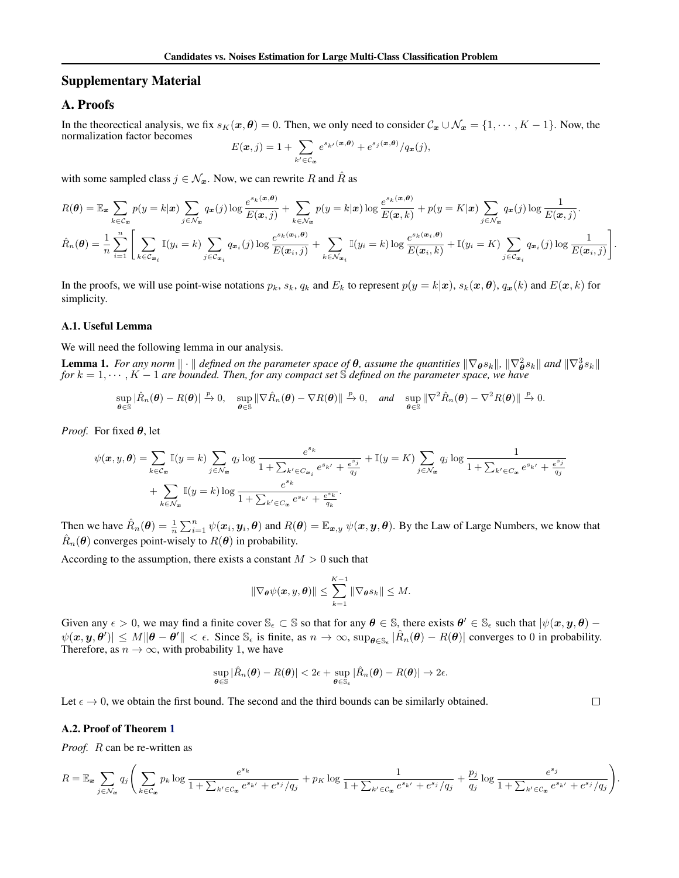## Supplementary Material

## A. Proofs

In the theorectical analysis, we fix $s_K(\boldsymbol{x}, \boldsymbol{\theta}) = 0$. Then, we only need to consider $\mathcal{C}_{\boldsymbol{x}} \cup \mathcal{N}_{\boldsymbol{x}} = \{1, \cdots, K-1\}$. Now, the normalization factor becomes

$$E(\boldsymbol{x}, j) = 1 + \sum_{k' \in \mathcal{C}_{\boldsymbol{x}}} e^{s_{k'}(\boldsymbol{x}, \boldsymbol{\theta})} + e^{s_j(\boldsymbol{x}, \boldsymbol{\theta})}/q_{\boldsymbol{x}}(j),$$

with some sampled class $j \in \mathcal{N}_{\boldsymbol{x}}$. Now, we can rewrite $R$ and $\hat{R}$ as

$$R(\boldsymbol{\theta}) = \mathbb{E}_{\boldsymbol{x}} \sum_{k \in \mathcal{C}_{\boldsymbol{x}}} p(y=k|\boldsymbol{x}) \sum_{j \in \mathcal{N}_{\boldsymbol{x}}} q_{\boldsymbol{x}}(j) \log \frac{e^{s_k(\boldsymbol{x}, \boldsymbol{\theta})}}{E(\boldsymbol{x}, j)} + \sum_{k \in \mathcal{N}_{\boldsymbol{x}}} p(y=k|\boldsymbol{x}) \log \frac{e^{s_k(\boldsymbol{x}, \boldsymbol{\theta})}}{E(\boldsymbol{x}, k)} + p(y=K|\boldsymbol{x}) \sum_{j \in \mathcal{N}_{\boldsymbol{x}}} q_{\boldsymbol{x}}(j) \log \frac{1}{E(\boldsymbol{x}, j)}.$$

$$\hat{R}_n(\boldsymbol{\theta}) = \frac{1}{n} \sum_{i=1}^{n} \left[ \sum_{k \in \mathcal{C}_{\boldsymbol{x}_i}} \mathbb{I}(y_i = k) \sum_{j \in \mathcal{C}_{\boldsymbol{x}_i}} q_{\boldsymbol{x}_i}(j) \log \frac{e^{s_k(\boldsymbol{x}_i, \boldsymbol{\theta})}}{E(\boldsymbol{x}_i, j)} + \sum_{k \in \mathcal{N}_{\boldsymbol{x}_i}} \mathbb{I}(y_i = k) \log \frac{e^{s_k(\boldsymbol{x}_i, \boldsymbol{\theta})}}{E(\boldsymbol{x}_i, k)} + \mathbb{I}(y_i = K) \sum_{j \in \mathcal{C}_{\boldsymbol{x}_i}} q_{\boldsymbol{x}_i}(j) \log \frac{1}{E(\boldsymbol{x}_i, j)} \right].$$

In the proofs, we will use point-wise notations $p_k$, $s_k$, $q_k$ and $E_k$ to represent $p(y=k|\boldsymbol{x})$, $s_k(\boldsymbol{x}, \boldsymbol{\theta})$, $q_{\boldsymbol{x}}(k)$ and $E(\boldsymbol{x}, k)$ for simplicity.

### A.1. Useful Lemma

We will need the following lemma in our analysis.

**Lemma 1.** *For any norm $\|\cdot\|$ defined on the parameter space of $\boldsymbol{\theta}$, assume the quantities $\|\nabla_{\boldsymbol{\theta}} s_k\|$, $\|\nabla^2_{\boldsymbol{\theta}} s_k\|$ and $\|\nabla^3_{\boldsymbol{\theta}} s_k\|$ for $k = 1, \cdots, K-1$ are bounded. Then, for any compact set $\mathbb{S}$ defined on the parameter space, we have*

$$\sup_{\boldsymbol{\theta} \in \mathbb{S}} |\hat{R}_n(\boldsymbol{\theta}) - R(\boldsymbol{\theta})| \xrightarrow{p} 0, \quad \sup_{\boldsymbol{\theta} \in \mathbb{S}} \|\nabla \hat{R}_n(\boldsymbol{\theta}) - \nabla R(\boldsymbol{\theta})\| \xrightarrow{p} 0, \quad \text{and} \quad \sup_{\boldsymbol{\theta} \in \mathbb{S}} \|\nabla^2 \hat{R}_n(\boldsymbol{\theta}) - \nabla^2 R(\boldsymbol{\theta})\| \xrightarrow{p} 0.$$

*Proof.* For fixed $\boldsymbol{\theta}$, let

$$\psi(\boldsymbol{x}, y, \boldsymbol{\theta}) = \sum_{k \in \mathcal{C}_{\boldsymbol{x}}} \mathbb{I}(y=k) \sum_{j \in \mathcal{N}_{\boldsymbol{x}}} q_j \log \frac{e^{s_k}}{1 + \sum_{k' \in C_{\boldsymbol{x}_i}} e^{s_{k'}} + \frac{e^{s_j}}{q_j}} + \mathbb{I}(y=K) \sum_{j \in \mathcal{N}_{\boldsymbol{x}}} q_j \log \frac{1}{1 + \sum_{k' \in C_{\boldsymbol{x}}} e^{s_{k'}} + \frac{e^{s_j}}{q_j}}$$
$$+ \sum_{k \in \mathcal{N}_{\boldsymbol{x}}} \mathbb{I}(y=k) \log \frac{e^{s_k}}{1 + \sum_{k' \in C_{\boldsymbol{x}}} e^{s_{k'}} + \frac{e^{s_k}}{q_k}}.$$

Then we have $\hat{R}_n(\boldsymbol{\theta}) = \frac{1}{n} \sum_{i=1}^{n} \psi(\boldsymbol{x}_i, \boldsymbol{y}_i, \boldsymbol{\theta})$ and $R(\boldsymbol{\theta}) = \mathbb{E}_{\boldsymbol{x}, y}\, \psi(\boldsymbol{x}, \boldsymbol{y}, \boldsymbol{\theta})$. By the Law of Large Numbers, we know that $\hat{R}_n(\boldsymbol{\theta})$ converges point-wisely to $R(\boldsymbol{\theta})$ in probability.

According to the assumption, there exists a constant $M > 0$ such that

$$\|\nabla_{\boldsymbol{\theta}} \psi(\boldsymbol{x}, y, \boldsymbol{\theta})\| \leq \sum_{k=1}^{K-1} \|\nabla_{\boldsymbol{\theta}} s_k\| \leq M.$$

Given any $\epsilon > 0$, we may find a finite cover $\mathbb{S}_\epsilon \subset \mathbb{S}$ so that for any $\boldsymbol{\theta} \in \mathbb{S}$, there exists $\boldsymbol{\theta}' \in \mathbb{S}_\epsilon$ such that $|\psi(\boldsymbol{x}, \boldsymbol{y}, \boldsymbol{\theta}) - \psi(\boldsymbol{x}, \boldsymbol{y}, \boldsymbol{\theta}')| \leq M\|\boldsymbol{\theta} - \boldsymbol{\theta}'\| < \epsilon$. Since $\mathbb{S}_\epsilon$ is finite, as $n \to \infty$, $\sup_{\boldsymbol{\theta} \in \mathbb{S}_\epsilon} |\hat{R}_n(\boldsymbol{\theta}) - R(\boldsymbol{\theta})|$ converges to $0$ in probability. Therefore, as $n \to \infty$, with probability 1, we have

$$\sup_{\boldsymbol{\theta} \in \mathbb{S}} |\hat{R}_n(\boldsymbol{\theta}) - R(\boldsymbol{\theta})| < 2\epsilon + \sup_{\boldsymbol{\theta} \in \mathbb{S}_\epsilon} |\hat{R}_n(\boldsymbol{\theta}) - R(\boldsymbol{\theta})| \to 2\epsilon.$$

Let $\epsilon \to 0$, we obtain the first bound. The second and the third bounds can be similarly obtained. □

### A.2. Proof of Theorem 1

*Proof.* $R$ can be re-written as

$$R = \mathbb{E}_{\boldsymbol{x}} \sum_{j \in \mathcal{N}_{\boldsymbol{x}}} q_j \left( \sum_{k \in \mathcal{C}_{\boldsymbol{x}}} p_k \log \frac{e^{s_k}}{1 + \sum_{k' \in \mathcal{C}_{\boldsymbol{x}}} e^{s_{k'}} + e^{s_j}/q_j} + p_K \log \frac{1}{1 + \sum_{k' \in \mathcal{C}_{\boldsymbol{x}}} e^{s_{k'}} + e^{s_j}/q_j} + \frac{p_j}{q_j} \log \frac{e^{s_j}}{1 + \sum_{k' \in \mathcal{C}_{\boldsymbol{x}}} e^{s_{k'}} + e^{s_j}/q_j} \right).$$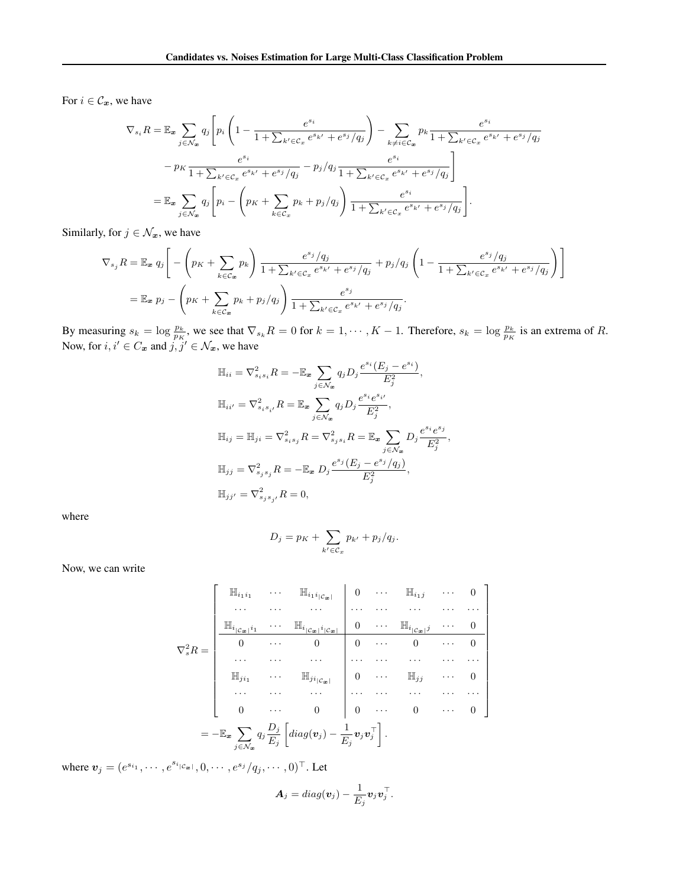For $i \in \mathcal{C}_{\boldsymbol{x}}$, we have

$$
\begin{aligned}
\nabla_{s_i} R &= \mathbb{E}_{\boldsymbol{x}} \sum_{j \in \mathcal{N}_{\boldsymbol{x}}} q_j \Bigg[ p_i \left( 1 - \frac{e^{s_i}}{1 + \sum_{k' \in \mathcal{C}_x} e^{s_{k'}} + e^{s_j}/q_j} \right) - \sum_{k \neq i \in \mathcal{C}_{\boldsymbol{x}}} p_k \frac{e^{s_i}}{1 + \sum_{k' \in \mathcal{C}_x} e^{s_{k'}} + e^{s_j}/q_j} \\
&\quad - p_K \frac{e^{s_i}}{1 + \sum_{k' \in \mathcal{C}_x} e^{s_{k'}} + e^{s_j}/q_j} - p_j/q_j \frac{e^{s_i}}{1 + \sum_{k' \in \mathcal{C}_x} e^{s_{k'}} + e^{s_j}/q_j} \Bigg] \\
&= \mathbb{E}_{\boldsymbol{x}} \sum_{j \in \mathcal{N}_{\boldsymbol{x}}} q_j \left[ p_i - \left( p_K + \sum_{k \in \mathcal{C}_x} p_k + p_j/q_j \right) \frac{e^{s_i}}{1 + \sum_{k' \in \mathcal{C}_x} e^{s_{k'}} + e^{s_j}/q_j} \right].
\end{aligned}
$$

Similarly, for $j \in \mathcal{N}_{\boldsymbol{x}}$, we have

$$
\begin{aligned}
\nabla_{s_j} R &= \mathbb{E}_{\boldsymbol{x}} \; q_j \left[ - \left( p_K + \sum_{k \in \mathcal{C}_{\boldsymbol{x}}} p_k \right) \frac{e^{s_j}/q_j}{1 + \sum_{k' \in \mathcal{C}_x} e^{s_{k'}} + e^{s_j}/q_j} + p_j/q_j \left( 1 - \frac{e^{s_j}/q_j}{1 + \sum_{k' \in \mathcal{C}_x} e^{s_{k'}} + e^{s_j}/q_j} \right) \right] \\
&= \mathbb{E}_{\boldsymbol{x}} \; p_j - \left( p_K + \sum_{k \in \mathcal{C}_{\boldsymbol{x}}} p_k + p_j/q_j \right) \frac{e^{s_j}}{1 + \sum_{k' \in \mathcal{C}_x} e^{s_{k'}} + e^{s_j}/q_j}.
\end{aligned}
$$

By measuring $s_k = \log \frac{p_k}{p_K}$, we see that $\nabla_{s_k} R = 0$ for $k = 1, \cdots, K-1$. Therefore, $s_k = \log \frac{p_k}{p_K}$ is an extrema of $R$. Now, for $i, i' \in C_{\boldsymbol{x}}$ and $j, j' \in \mathcal{N}_{\boldsymbol{x}}$, we have

$$
\begin{aligned}
\mathbb{H}_{ii} &= \nabla^2_{s_i s_i} R = -\mathbb{E}_{\boldsymbol{x}} \sum_{j \in \mathcal{N}_{\boldsymbol{x}}} q_j D_j \frac{e^{s_i}(E_j - e^{s_i})}{E_j^2}, \\
\mathbb{H}_{ii'} &= \nabla^2_{s_i s_{i'}} R = \mathbb{E}_{\boldsymbol{x}} \sum_{j \in \mathcal{N}_{\boldsymbol{x}}} q_j D_j \frac{e^{s_i} e^{s_{i'}}}{E_j^2}, \\
\mathbb{H}_{ij} &= \mathbb{H}_{ji} = \nabla^2_{s_i s_j} R = \nabla^2_{s_j s_i} R = \mathbb{E}_{\boldsymbol{x}} \sum_{j \in \mathcal{N}_{\boldsymbol{x}}} D_j \frac{e^{s_i} e^{s_j}}{E_j^2}, \\
\mathbb{H}_{jj} &= \nabla^2_{s_j s_j} R = -\mathbb{E}_{\boldsymbol{x}} \; D_j \frac{e^{s_j}(E_j - e^{s_j}/q_j)}{E_j^2}, \\
\mathbb{H}_{jj'} &= \nabla^2_{s_j s_{j'}} R = 0,
\end{aligned}
$$

where

$$
D_j = p_K + \sum_{k' \in \mathcal{C}_x} p_{k'} + p_j/q_j.
$$

Now, we can write

$$
\begin{aligned}
\nabla^2_s R &= \left[ \begin{array}{ccc|ccccc}
\mathbb{H}_{i_1 i_1} & \cdots & \mathbb{H}_{i_1 i_{|\mathcal{C}_{\boldsymbol{x}}|}} & 0 & \cdots & \mathbb{H}_{i_1 j} & \cdots & 0 \\
\cdots & \cdots & \cdots & \cdots & \cdots & \cdots & \cdots & \cdots \\
\mathbb{H}_{i_{|\mathcal{C}_{\boldsymbol{x}}|} i_1} & \cdots & \mathbb{H}_{i_{|\mathcal{C}_{\boldsymbol{x}}|} i_{|\mathcal{C}_{\boldsymbol{x}}|}} & 0 & \cdots & \mathbb{H}_{i_{|\mathcal{C}_{\boldsymbol{x}}|} j} & \cdots & 0 \\
\hline
0 & \cdots & 0 & 0 & \cdots & 0 & \cdots & 0 \\
\cdots & \cdots & \cdots & \cdots & \cdots & \cdots & \cdots & \cdots \\
\mathbb{H}_{j i_1} & \cdots & \mathbb{H}_{j i_{|\mathcal{C}_{\boldsymbol{x}}|}} & 0 & \cdots & \mathbb{H}_{jj} & \cdots & 0 \\
\cdots & \cdots & \cdots & \cdots & \cdots & \cdots & \cdots & \cdots \\
0 & \cdots & 0 & 0 & \cdots & 0 & \cdots & 0
\end{array} \right] \\
&= -\mathbb{E}_{\boldsymbol{x}} \sum_{j \in \mathcal{N}_{\boldsymbol{x}}} q_j \frac{D_j}{E_j} \left[ diag(\boldsymbol{v}_j) - \frac{1}{E_j} \boldsymbol{v}_j \boldsymbol{v}_j^\top \right].
\end{aligned}
$$

where $\boldsymbol{v}_j = (e^{s_{i_1}}, \cdots, e^{s_{i_{|\mathcal{C}_{\boldsymbol{x}}|}}}, 0, \cdots, e^{s_j}/q_j, \cdots, 0)^\top$. Let

$$
\boldsymbol{A}_j = diag(\boldsymbol{v}_j) - \frac{1}{E_j} \boldsymbol{v}_j \boldsymbol{v}_j^\top.
$$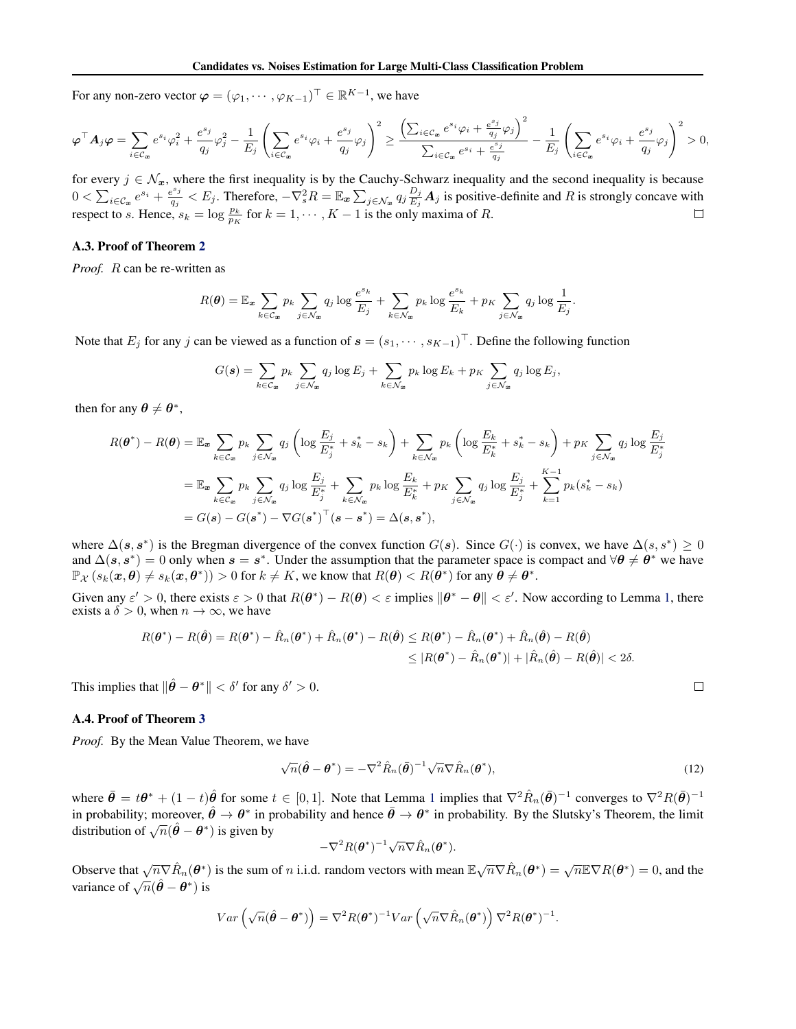For any non-zero vector $\boldsymbol{\varphi} = (\varphi_1, \cdots, \varphi_{K-1})^\top \in \mathbb{R}^{K-1}$, we have

$$\boldsymbol{\varphi}^\top \boldsymbol{A}_j \boldsymbol{\varphi} = \sum_{i \in \mathcal{C}_{\boldsymbol{x}}} e^{s_i} \varphi_i^2 + \frac{e^{s_j}}{q_j} \varphi_j^2 - \frac{1}{E_j} \left( \sum_{i \in \mathcal{C}_{\boldsymbol{x}}} e^{s_i} \varphi_i + \frac{e^{s_j}}{q_j} \varphi_j \right)^2 \geq \frac{\left( \sum_{i \in \mathcal{C}_{\boldsymbol{x}}} e^{s_i} \varphi_i + \frac{e^{s_j}}{q_j} \varphi_j \right)^2}{\sum_{i \in \mathcal{C}_{\boldsymbol{x}}} e^{s_i} + \frac{e^{s_j}}{q_j}} - \frac{1}{E_j} \left( \sum_{i \in \mathcal{C}_{\boldsymbol{x}}} e^{s_i} \varphi_i + \frac{e^{s_j}}{q_j} \varphi_j \right)^2 > 0,$$

for every $j \in \mathcal{N}_{\boldsymbol{x}}$, where the first inequality is by the Cauchy-Schwarz inequality and the second inequality is because $0 < \sum_{i \in \mathcal{C}_{\boldsymbol{x}}} e^{s_i} + \frac{e^{s_j}}{q_j} < E_j$. Therefore, $-\nabla_s^2 R = \mathbb{E}_{\boldsymbol{x}} \sum_{j \in \mathcal{N}_{\boldsymbol{x}}} q_j \frac{D_j}{E_j} \boldsymbol{A}_j$ is positive-definite and $R$ is strongly concave with respect to $s$. Hence, $s_k = \log \frac{p_k}{p_K}$ for $k = 1, \cdots, K-1$ is the only maxima of $R$. □

### A.3. Proof of Theorem 2

*Proof.* $R$ can be re-written as

$$R(\boldsymbol{\theta}) = \mathbb{E}_{\boldsymbol{x}} \sum_{k \in \mathcal{C}_{\boldsymbol{x}}} p_k \sum_{j \in \mathcal{N}_{\boldsymbol{x}}} q_j \log \frac{e^{s_k}}{E_j} + \sum_{k \in \mathcal{N}_{\boldsymbol{x}}} p_k \log \frac{e^{s_k}}{E_k} + p_K \sum_{j \in \mathcal{N}_{\boldsymbol{x}}} q_j \log \frac{1}{E_j}.$$

Note that $E_j$ for any $j$ can be viewed as a function of $\boldsymbol{s} = (s_1, \cdots, s_{K-1})^\top$. Define the following function

$$G(\boldsymbol{s}) = \sum_{k \in \mathcal{C}_{\boldsymbol{x}}} p_k \sum_{j \in \mathcal{N}_{\boldsymbol{x}}} q_j \log E_j + \sum_{k \in \mathcal{N}_{\boldsymbol{x}}} p_k \log E_k + p_K \sum_{j \in \mathcal{N}_{\boldsymbol{x}}} q_j \log E_j,$$

then for any $\boldsymbol{\theta} \neq \boldsymbol{\theta}^*$,

$$\begin{aligned}
R(\boldsymbol{\theta}^*) - R(\boldsymbol{\theta}) &= \mathbb{E}_{\boldsymbol{x}} \sum_{k \in \mathcal{C}_{\boldsymbol{x}}} p_k \sum_{j \in \mathcal{N}_{\boldsymbol{x}}} q_j \left( \log \frac{E_j}{E_j^*} + s_k^* - s_k \right) + \sum_{k \in \mathcal{N}_{\boldsymbol{x}}} p_k \left( \log \frac{E_k}{E_k^*} + s_k^* - s_k \right) + p_K \sum_{j \in \mathcal{N}_{\boldsymbol{x}}} q_j \log \frac{E_j}{E_j^*} \\
&= \mathbb{E}_{\boldsymbol{x}} \sum_{k \in \mathcal{C}_{\boldsymbol{x}}} p_k \sum_{j \in \mathcal{N}_{\boldsymbol{x}}} q_j \log \frac{E_j}{E_j^*} + \sum_{k \in \mathcal{N}_{\boldsymbol{x}}} p_k \log \frac{E_k}{E_k^*} + p_K \sum_{j \in \mathcal{N}_{\boldsymbol{x}}} q_j \log \frac{E_j}{E_j^*} + \sum_{k=1}^{K-1} p_k (s_k^* - s_k) \\
&= G(\boldsymbol{s}) - G(\boldsymbol{s}^*) - \nabla G(\boldsymbol{s}^*)^\top (\boldsymbol{s} - \boldsymbol{s}^*) = \Delta(\boldsymbol{s}, \boldsymbol{s}^*),
\end{aligned}$$

where $\Delta(\boldsymbol{s}, \boldsymbol{s}^*)$ is the Bregman divergence of the convex function $G(\boldsymbol{s})$. Since $G(\cdot)$ is convex, we have $\Delta(s, s^*) \geq 0$ and $\Delta(\boldsymbol{s}, \boldsymbol{s}^*) = 0$ only when $\boldsymbol{s} = \boldsymbol{s}^*$. Under the assumption that the parameter space is compact and $\forall \boldsymbol{\theta} \neq \boldsymbol{\theta}^*$ we have $\mathbb{P}_{\mathcal{X}} \left( s_k(\boldsymbol{x}, \boldsymbol{\theta}) \neq s_k(\boldsymbol{x}, \boldsymbol{\theta}^*) \right) > 0$ for $k \neq K$, we know that $R(\boldsymbol{\theta}) < R(\boldsymbol{\theta}^*)$ for any $\boldsymbol{\theta} \neq \boldsymbol{\theta}^*$.

Given any $\varepsilon' > 0$, there exists $\varepsilon > 0$ that $R(\boldsymbol{\theta}^*) - R(\boldsymbol{\theta}) < \varepsilon$ implies $\|\boldsymbol{\theta}^* - \boldsymbol{\theta}\| < \varepsilon'$. Now according to Lemma 1, there exists a $\delta > 0$, when $n \to \infty$, we have

$$\begin{aligned}
R(\boldsymbol{\theta}^*) - R(\hat{\boldsymbol{\theta}}) = R(\boldsymbol{\theta}^*) - \hat{R}_n(\boldsymbol{\theta}^*) + \hat{R}_n(\boldsymbol{\theta}^*) - R(\hat{\boldsymbol{\theta}}) &\leq R(\boldsymbol{\theta}^*) - \hat{R}_n(\boldsymbol{\theta}^*) + \hat{R}_n(\hat{\boldsymbol{\theta}}) - R(\hat{\boldsymbol{\theta}}) \\
&\leq |R(\boldsymbol{\theta}^*) - \hat{R}_n(\boldsymbol{\theta}^*)| + |\hat{R}_n(\hat{\boldsymbol{\theta}}) - R(\hat{\boldsymbol{\theta}})| < 2\delta.
\end{aligned}$$

This implies that $\|\hat{\boldsymbol{\theta}} - \boldsymbol{\theta}^*\| < \delta'$ for any $\delta' > 0$. □

### A.4. Proof of Theorem 3

*Proof.* By the Mean Value Theorem, we have

$$\sqrt{n}(\hat{\boldsymbol{\theta}} - \boldsymbol{\theta}^*) = -\nabla^2 \hat{R}_n(\bar{\boldsymbol{\theta}})^{-1} \sqrt{n} \nabla \hat{R}_n(\boldsymbol{\theta}^*), \tag{12}$$

where $\bar{\boldsymbol{\theta}} = t\boldsymbol{\theta}^* + (1-t)\hat{\boldsymbol{\theta}}$ for some $t \in [0, 1]$. Note that Lemma 1 implies that $\nabla^2 \hat{R}_n(\bar{\boldsymbol{\theta}})^{-1}$ converges to $\nabla^2 R(\bar{\boldsymbol{\theta}})^{-1}$ in probability; moreover, $\hat{\boldsymbol{\theta}} \to \boldsymbol{\theta}^*$ in probability and hence $\bar{\boldsymbol{\theta}} \to \boldsymbol{\theta}^*$ in probability. By the Slutsky's Theorem, the limit distribution of $\sqrt{n}(\hat{\boldsymbol{\theta}} - \boldsymbol{\theta}^*)$ is given by

$$-\nabla^2 R(\boldsymbol{\theta}^*)^{-1} \sqrt{n} \nabla \hat{R}_n(\boldsymbol{\theta}^*).$$

Observe that $\sqrt{n} \nabla \hat{R}_n(\boldsymbol{\theta}^*)$ is the sum of $n$ i.i.d. random vectors with mean $\mathbb{E}\sqrt{n} \nabla \hat{R}_n(\boldsymbol{\theta}^*) = \sqrt{n} \mathbb{E} \nabla R(\boldsymbol{\theta}^*) = 0$, and the variance of $\sqrt{n}(\hat{\boldsymbol{\theta}} - \boldsymbol{\theta}^*)$ is

$$Var\left( \sqrt{n}(\hat{\boldsymbol{\theta}} - \boldsymbol{\theta}^*) \right) = \nabla^2 R(\boldsymbol{\theta}^*)^{-1} Var\left( \sqrt{n} \nabla \hat{R}_n(\boldsymbol{\theta}^*) \right) \nabla^2 R(\boldsymbol{\theta}^*)^{-1}.$$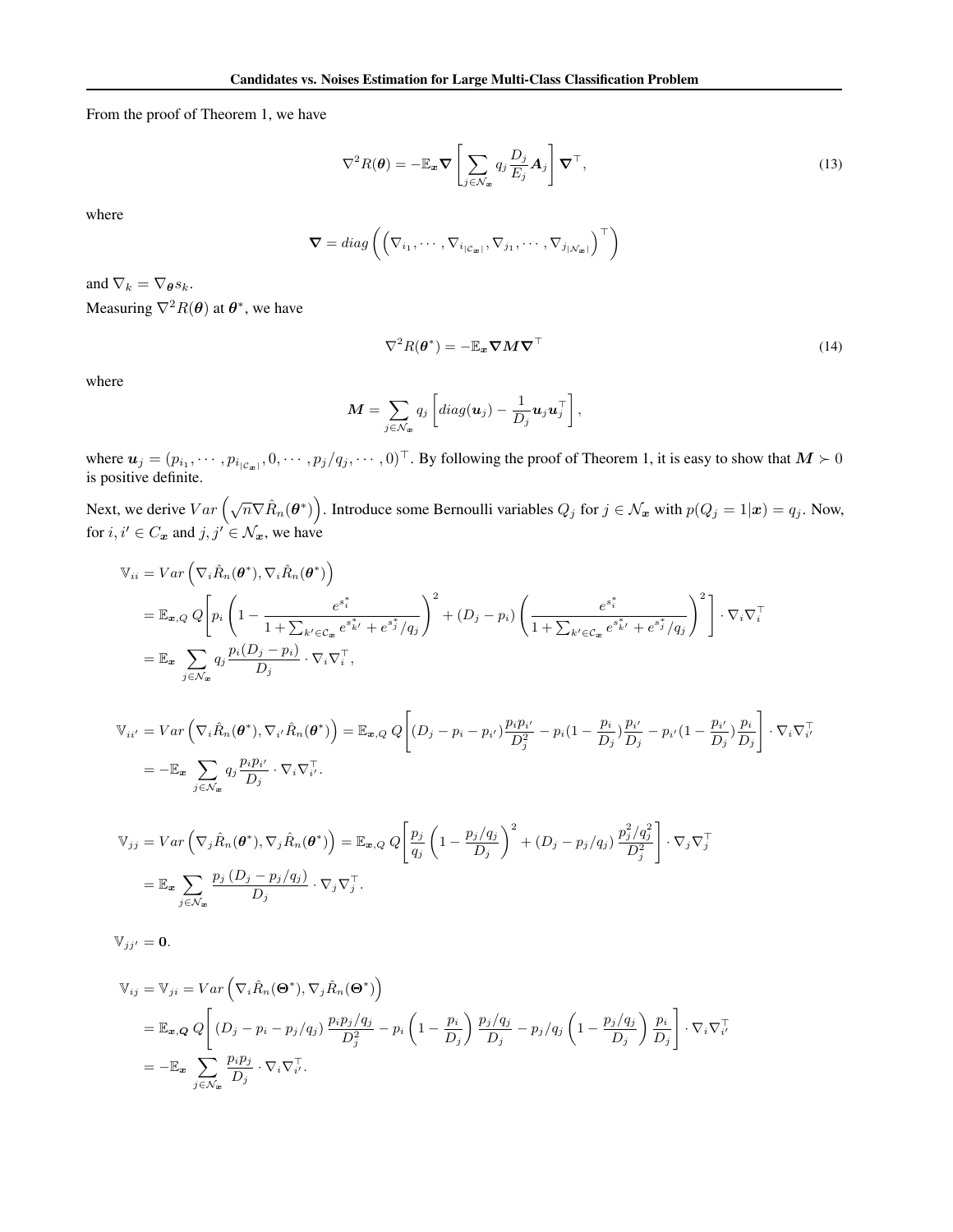From the proof of Theorem 1, we have

$$\nabla^2 R(\boldsymbol{\theta}) = -\mathbb{E}_{\boldsymbol{x}} \boldsymbol{\nabla} \left[ \sum_{j \in \mathcal{N}_{\boldsymbol{x}}} q_j \frac{D_j}{E_j} \boldsymbol{A}_j \right] \boldsymbol{\nabla}^\top, \tag{13}$$

where

$$\boldsymbol{\nabla} = diag\left( \left( \nabla_{i_1}, \cdots, \nabla_{i_{|\mathcal{C}_{\boldsymbol{x}}|}}, \nabla_{j_1}, \cdots, \nabla_{j_{|\mathcal{N}_{\boldsymbol{x}}|}} \right)^\top \right)$$

and $\nabla_k = \nabla_{\boldsymbol{\theta}} s_k$.

Measuring $\nabla^2 R(\boldsymbol{\theta})$ at $\boldsymbol{\theta}^*$, we have

$$\nabla^2 R(\boldsymbol{\theta}^*) = -\mathbb{E}_{\boldsymbol{x}} \boldsymbol{\nabla} \boldsymbol{M} \boldsymbol{\nabla}^\top \tag{14}$$

where

$$\boldsymbol{M} = \sum_{j \in \mathcal{N}_{\boldsymbol{x}}} q_j \left[ diag(\boldsymbol{u}_j) - \frac{1}{D_j} \boldsymbol{u}_j \boldsymbol{u}_j^\top \right],$$

where $\boldsymbol{u}_j = (p_{i_1}, \cdots, p_{i_{|\mathcal{C}_{\boldsymbol{x}}|}}, 0, \cdots, p_j/q_j, \cdots, 0)^\top$. By following the proof of Theorem 1, it is easy to show that $\boldsymbol{M} \succ 0$ is positive definite.

Next, we derive $Var\left(\sqrt{n}\nabla \hat{R}_n(\boldsymbol{\theta}^*)\right)$. Introduce some Bernoulli variables $Q_j$ for $j \in \mathcal{N}_{\boldsymbol{x}}$ with $p(Q_j = 1|\boldsymbol{x}) = q_j$. Now, for $i, i' \in C_{\boldsymbol{x}}$ and $j, j' \in \mathcal{N}_{\boldsymbol{x}}$, we have

$$\begin{aligned}
\mathbb{V}_{ii} &= Var\left( \nabla_i \hat{R}_n(\boldsymbol{\theta}^*), \nabla_i \hat{R}_n(\boldsymbol{\theta}^*) \right) \\
&= \mathbb{E}_{\boldsymbol{x},Q}\, Q \left[ p_i \left( 1 - \frac{e^{s_i^*}}{1 + \sum_{k' \in \mathcal{C}_{\boldsymbol{x}}} e^{s_{k'}^*} + e^{s_j^*}/q_j} \right)^2 + (D_j - p_i) \left( \frac{e^{s_i^*}}{1 + \sum_{k' \in \mathcal{C}_{\boldsymbol{x}}} e^{s_{k'}^*} + e^{s_j^*}/q_j} \right)^2 \right] \cdot \nabla_i \nabla_i^\top \\
&= \mathbb{E}_{\boldsymbol{x}} \sum_{j \in \mathcal{N}_{\boldsymbol{x}}} q_j \frac{p_i (D_j - p_i)}{D_j} \cdot \nabla_i \nabla_i^\top,
\end{aligned}$$

$$\begin{aligned}
\mathbb{V}_{ii'} &= Var\left( \nabla_i \hat{R}_n(\boldsymbol{\theta}^*), \nabla_{i'} \hat{R}_n(\boldsymbol{\theta}^*) \right) = \mathbb{E}_{\boldsymbol{x},Q}\, Q \left[ (D_j - p_i - p_{i'}) \frac{p_i p_{i'}}{D_j^2} - p_i (1 - \frac{p_i}{D_j}) \frac{p_{i'}}{D_j} - p_{i'} (1 - \frac{p_{i'}}{D_j}) \frac{p_i}{D_j} \right] \cdot \nabla_i \nabla_{i'}^\top \\
&= -\mathbb{E}_{\boldsymbol{x}} \sum_{j \in \mathcal{N}_{\boldsymbol{x}}} q_j \frac{p_i p_{i'}}{D_j} \cdot \nabla_i \nabla_{i'}^\top.
\end{aligned}$$

$$\begin{aligned}
\mathbb{V}_{jj} &= Var\left( \nabla_j \hat{R}_n(\boldsymbol{\theta}^*), \nabla_j \hat{R}_n(\boldsymbol{\theta}^*) \right) = \mathbb{E}_{\boldsymbol{x},Q}\, Q \left[ \frac{p_j}{q_j} \left( 1 - \frac{p_j/q_j}{D_j} \right)^2 + (D_j - p_j/q_j) \frac{p_j^2/q_j^2}{D_j^2} \right] \cdot \nabla_j \nabla_j^\top \\
&= \mathbb{E}_{\boldsymbol{x}} \sum_{j \in \mathcal{N}_{\boldsymbol{x}}} \frac{p_j \left( D_j - p_j/q_j \right)}{D_j} \cdot \nabla_j \nabla_j^\top.
\end{aligned}$$

$$\mathbb{V}_{jj'} = \mathbf{0}.$$

$$\begin{aligned}
\mathbb{V}_{ij} = \mathbb{V}_{ji} &= Var\left( \nabla_i \hat{R}_n(\boldsymbol{\Theta}^*), \nabla_j \hat{R}_n(\boldsymbol{\Theta}^*) \right) \\
&= \mathbb{E}_{\boldsymbol{x},\boldsymbol{Q}}\, Q \left[ (D_j - p_i - p_j/q_j) \frac{p_i p_j/q_j}{D_j^2} - p_i \left( 1 - \frac{p_i}{D_j} \right) \frac{p_j/q_j}{D_j} - p_j/q_j \left( 1 - \frac{p_j/q_j}{D_j} \right) \frac{p_i}{D_j} \right] \cdot \nabla_i \nabla_{i'}^\top \\
&= -\mathbb{E}_{\boldsymbol{x}} \sum_{j \in \mathcal{N}_{\boldsymbol{x}}} \frac{p_i p_j}{D_j} \cdot \nabla_i \nabla_{i'}^\top.
\end{aligned}$$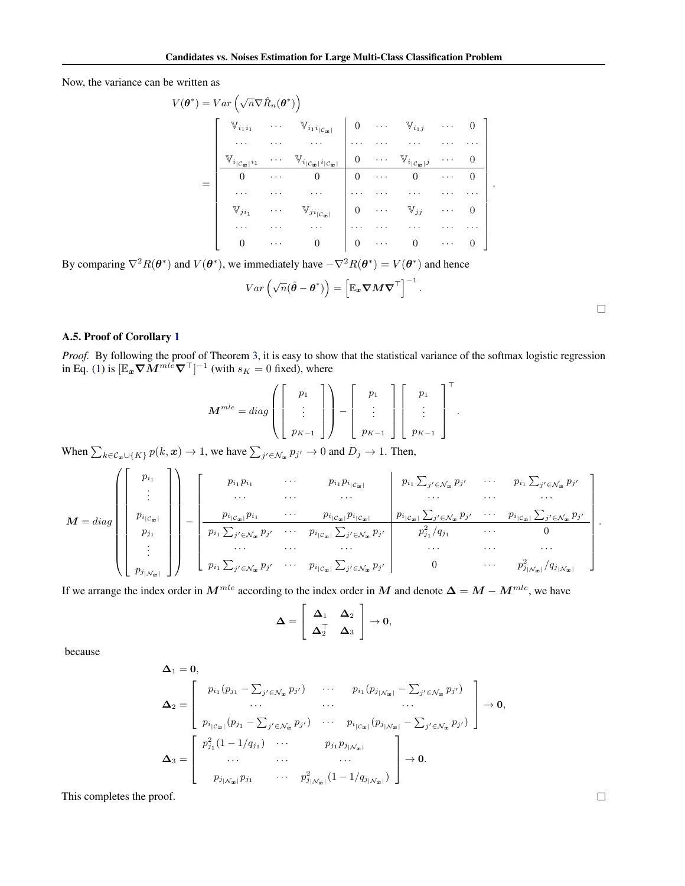Now, the variance can be written as

$$
V(\boldsymbol{\theta}^*) = Var\left(\sqrt{n}\nabla \hat{R}_n(\boldsymbol{\theta}^*)\right)
$$

$$
= \left[\begin{array}{ccc|ccccc}
\mathbb{V}_{i_1 i_1} & \cdots & \mathbb{V}_{i_1 i_{|\mathcal{C}_{\boldsymbol{x}}|}} & 0 & \cdots & \mathbb{V}_{i_1 j} & \cdots & 0 \\
\cdots & \cdots & \cdots & \cdots & \cdots & \cdots & \cdots & \cdots \\
\mathbb{V}_{i_{|\mathcal{C}_{\boldsymbol{x}}|} i_1} & \cdots & \mathbb{V}_{i_{|\mathcal{C}_{\boldsymbol{x}}|} i_{|\mathcal{C}_{\boldsymbol{x}}|}} & 0 & \cdots & \mathbb{V}_{i_{|\mathcal{C}_{\boldsymbol{x}}|} j} & \cdots & 0 \\
\hline
0 & \cdots & 0 & 0 & \cdots & 0 & \cdots & 0 \\
\cdots & \cdots & \cdots & \cdots & \cdots & \cdots & \cdots & \cdots \\
\mathbb{V}_{j i_1} & \cdots & \mathbb{V}_{j i_{|\mathcal{C}_{\boldsymbol{x}}|}} & 0 & \cdots & \mathbb{V}_{jj} & \cdots & 0 \\
\cdots & \cdots & \cdots & \cdots & \cdots & \cdots & \cdots & \cdots \\
0 & \cdots & 0 & 0 & \cdots & 0 & \cdots & 0
\end{array}\right].
$$

By comparing $\nabla^2 R(\boldsymbol{\theta}^*)$ and $V(\boldsymbol{\theta}^*)$, we immediately have $-\nabla^2 R(\boldsymbol{\theta}^*) = V(\boldsymbol{\theta}^*)$ and hence

$$
Var\left(\sqrt{n}(\hat{\boldsymbol{\theta}} - \boldsymbol{\theta}^*)\right) = \left[\mathbb{E}_{\boldsymbol{x}} \boldsymbol{\nabla} \boldsymbol{M} \boldsymbol{\nabla}^\top\right]^{-1}.
$$

□

### A.5. Proof of Corollary 1

*Proof.* By following the proof of Theorem 3, it is easy to show that the statistical variance of the softmax logistic regression in Eq. (1) is $[\mathbb{E}_{\boldsymbol{x}} \boldsymbol{\nabla} \boldsymbol{M}^{mle} \boldsymbol{\nabla}^\top]^{-1}$ (with $s_K = 0$ fixed), where

$$
\boldsymbol{M}^{mle} = diag\left(\begin{bmatrix} p_1 \\ \vdots \\ p_{K-1} \end{bmatrix}\right) - \begin{bmatrix} p_1 \\ \vdots \\ p_{K-1} \end{bmatrix}\begin{bmatrix} p_1 \\ \vdots \\ p_{K-1} \end{bmatrix}^\top.
$$

When $\sum_{k \in \mathcal{C}_{\boldsymbol{x}} \cup \{K\}} p(k, \boldsymbol{x}) \to 1$, we have $\sum_{j' \in \mathcal{N}_{\boldsymbol{x}}} p_{j'} \to 0$ and $D_j \to 1$. Then,

$$
\boldsymbol{M} = diag\left(\begin{bmatrix} p_{i_1} \\ \vdots \\ p_{i_{|\mathcal{C}_{\boldsymbol{x}}|}} \\ p_{j_1} \\ \vdots \\ p_{j_{|\mathcal{N}_{\boldsymbol{x}}|}} \end{bmatrix}\right) - \left[\begin{array}{ccc|ccc}
p_{i_1} p_{i_1} & \cdots & p_{i_1} p_{i_{|\mathcal{C}_{\boldsymbol{x}}|}} & p_{i_1} \sum_{j' \in \mathcal{N}_{\boldsymbol{x}}} p_{j'} & \cdots & p_{i_1} \sum_{j' \in \mathcal{N}_{\boldsymbol{x}}} p_{j'} \\
\cdots & \cdots & \cdots & \cdots & \cdots & \cdots \\
p_{i_{|\mathcal{C}_{\boldsymbol{x}}|}} p_{i_1} & \cdots & p_{i_{|\mathcal{C}_{\boldsymbol{x}}|}} p_{i_{|\mathcal{C}_{\boldsymbol{x}}|}} & p_{i_{|\mathcal{C}_{\boldsymbol{x}}|}} \sum_{j' \in \mathcal{N}_{\boldsymbol{x}}} p_{j'} & \cdots & p_{i_{|\mathcal{C}_{\boldsymbol{x}}|}} \sum_{j' \in \mathcal{N}_{\boldsymbol{x}}} p_{j'} \\
\hline
p_{i_1} \sum_{j' \in \mathcal{N}_{\boldsymbol{x}}} p_{j'} & \cdots & p_{i_{|\mathcal{C}_{\boldsymbol{x}}|}} \sum_{j' \in \mathcal{N}_{\boldsymbol{x}}} p_{j'} & p_{j_1}^2 / q_{j_1} & \cdots & 0 \\
\cdots & \cdots & \cdots & \cdots & \cdots & \cdots \\
p_{i_1} \sum_{j' \in \mathcal{N}_{\boldsymbol{x}}} p_{j'} & \cdots & p_{i_{|\mathcal{C}_{\boldsymbol{x}}|}} \sum_{j' \in \mathcal{N}_{\boldsymbol{x}}} p_{j'} & 0 & \cdots & p_{j_{|\mathcal{N}_{\boldsymbol{x}}|}}^2 / q_{j_{|\mathcal{N}_{\boldsymbol{x}}|}}
\end{array}\right].
$$

If we arrange the index order in $\boldsymbol{M}^{mle}$ according to the index order in $\boldsymbol{M}$ and denote $\boldsymbol{\Delta} = \boldsymbol{M} - \boldsymbol{M}^{mle}$, we have

$$
\boldsymbol{\Delta} = \begin{bmatrix} \boldsymbol{\Delta}_1 & \boldsymbol{\Delta}_2 \\ \boldsymbol{\Delta}_2^\top & \boldsymbol{\Delta}_3 \end{bmatrix} \to \mathbf{0},
$$

because

$$
\boldsymbol{\Delta}_1 = \mathbf{0},
$$

$$
\boldsymbol{\Delta}_2 = \begin{bmatrix}
p_{i_1}(p_{j_1} - \sum_{j' \in \mathcal{N}_{\boldsymbol{x}}} p_{j'}) & \cdots & p_{i_1}(p_{j_{|\mathcal{N}_{\boldsymbol{x}}|}} - \sum_{j' \in \mathcal{N}_{\boldsymbol{x}}} p_{j'}) \\
\cdots & \cdots & \cdots \\
p_{i_{|\mathcal{C}_{\boldsymbol{x}}|}}(p_{j_1} - \sum_{j' \in \mathcal{N}_{\boldsymbol{x}}} p_{j'}) & \cdots & p_{i_{|\mathcal{C}_{\boldsymbol{x}}|}}(p_{j_{|\mathcal{N}_{\boldsymbol{x}}|}} - \sum_{j' \in \mathcal{N}_{\boldsymbol{x}}} p_{j'})
\end{bmatrix} \to \mathbf{0},
$$

$$
\boldsymbol{\Delta}_3 = \begin{bmatrix}
p_{j_1}^2(1 - 1/q_{j_1}) & \cdots & p_{j_1} p_{j_{|\mathcal{N}_{\boldsymbol{x}}|}} \\
\cdots & \cdots & \cdots \\
p_{j_{|\mathcal{N}_{\boldsymbol{x}}|}} p_{j_1} & \cdots & p_{j_{|\mathcal{N}_{\boldsymbol{x}}|}}^2(1 - 1/q_{j_{|\mathcal{N}_{\boldsymbol{x}}|}})
\end{bmatrix} \to \mathbf{0}.
$$

This completes the proof.

□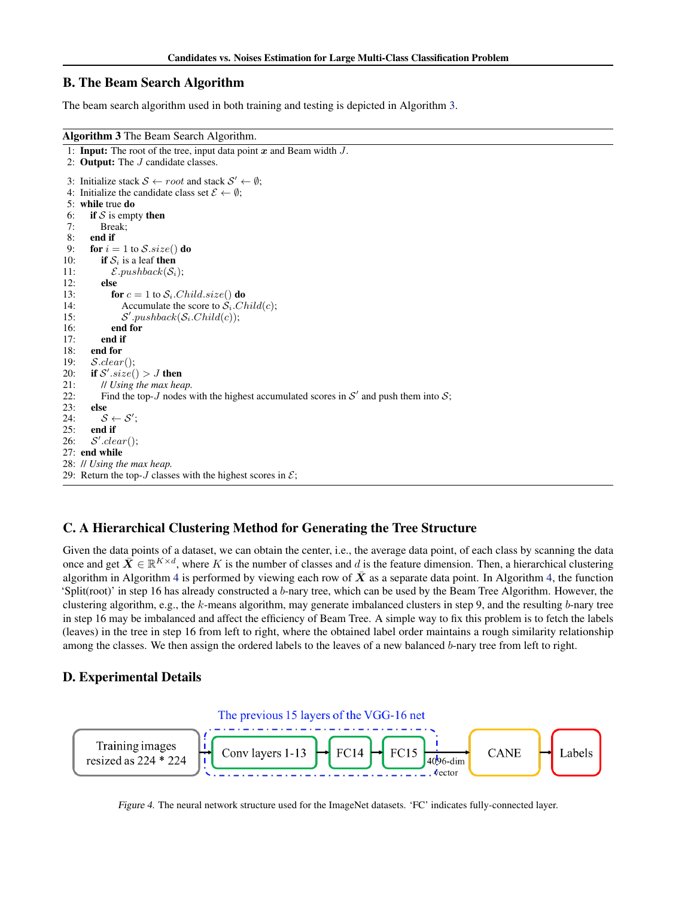## B. The Beam Search Algorithm

The beam search algorithm used in both training and testing is depicted in Algorithm 3.

**Algorithm 3** The Beam Search Algorithm.

```
1: Input: The root of the tree, input data point x and Beam width J.
2: Output: The J candidate classes.
3: Initialize stack S ← root and stack S' ← ∅;
4: Initialize the candidate class set E ← ∅;
5: while true do
6:   if S is empty then
7:     Break;
8:   end if
9:   for i = 1 to S.size() do
10:    if S_i is a leaf then
11:      E.pushback(S_i);
12:    else
13:      for c = 1 to S_i.Child.size() do
14:        Accumulate the score to S_i.Child(c);
15:        S'.pushback(S_i.Child(c));
16:      end for
17:    end if
18:  end for
19:  S.clear();
20:  if S'.size() > J then
21:    // Using the max heap.
22:    Find the top-J nodes with the highest accumulated scores in S' and push them into S;
23:  else
24:    S ← S';
25:  end if
26:  S'.clear();
27: end while
28: // Using the max heap.
29: Return the top-J classes with the highest scores in E;
```

## C. A Hierarchical Clustering Method for Generating the Tree Structure

Given the data points of a dataset, we can obtain the center, i.e., the average data point, of each class by scanning the data once and get $\bar{\boldsymbol{X}} \in \mathbb{R}^{K \times d}$, where $K$ is the number of classes and $d$ is the feature dimension. Then, a hierarchical clustering algorithm in Algorithm 4 is performed by viewing each row of $\bar{\boldsymbol{X}}$ as a separate data point. In Algorithm 4, the function 'Split(root)' in step 16 has already constructed a $b$-nary tree, which can be used by the Beam Tree Algorithm. However, the clustering algorithm, e.g., the $k$-means algorithm, may generate imbalanced clusters in step 9, and the resulting $b$-nary tree in step 16 may be imbalanced and affect the efficiency of Beam Tree. A simple way to fix this problem is to fetch the labels (leaves) in the tree in step 16 from left to right, where the obtained label order maintains a rough similarity relationship among the classes. We then assign the ordered labels to the leaves of a new balanced $b$-nary tree from left to right.

## D. Experimental Details

The previous 15 layers of the VGG-16 net

Training images resized as 224 * 224 → Conv layers 1-13 → FC14 → FC15 → 4096-dim vector → CANE → Labels

*Figure 4.* The neural network structure used for the ImageNet datasets. 'FC' indicates fully-connected layer.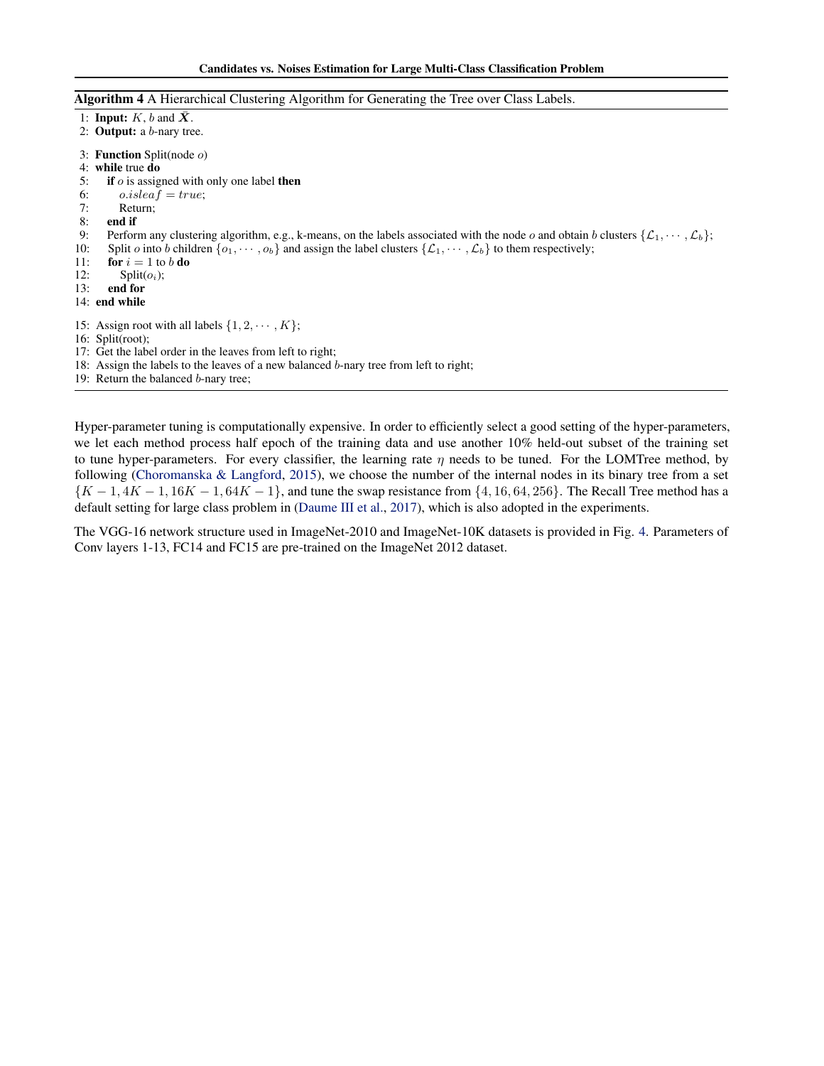**Algorithm 4** A Hierarchical Clustering Algorithm for Generating the Tree over Class Labels.

```
1: Input: K, b and X̄.
2: Output: a b-nary tree.
3: Function Split(node o)
4: while true do
5:    if o is assigned with only one label then
6:       o.isleaf = true;
7:       Return;
8:    end if
9:    Perform any clustering algorithm, e.g., k-means, on the labels associated with the node o and obtain b clusters {L_1, ··· , L_b};
10:   Split o into b children {o_1, ··· , o_b} and assign the label clusters {L_1, ··· , L_b} to them respectively;
11:   for i = 1 to b do
12:      Split(o_i);
13:   end for
14: end while
15: Assign root with all labels {1, 2, ··· , K};
16: Split(root);
17: Get the label order in the leaves from left to right;
18: Assign the labels to the leaves of a new balanced b-nary tree from left to right;
19: Return the balanced b-nary tree;
```

Hyper-parameter tuning is computationally expensive. In order to efficiently select a good setting of the hyper-parameters, we let each method process half epoch of the training data and use another 10% held-out subset of the training set to tune hyper-parameters. For every classifier, the learning rate $\eta$ needs to be tuned. For the LOMTree method, by following (Choromanska & Langford, 2015), we choose the number of the internal nodes in its binary tree from a set $\{K-1, 4K-1, 16K-1, 64K-1\}$, and tune the swap resistance from $\{4, 16, 64, 256\}$. The Recall Tree method has a default setting for large class problem in (Daume III et al., 2017), which is also adopted in the experiments.

The VGG-16 network structure used in ImageNet-2010 and ImageNet-10K datasets is provided in Fig. 4. Parameters of Conv layers 1-13, FC14 and FC15 are pre-trained on the ImageNet 2012 dataset.